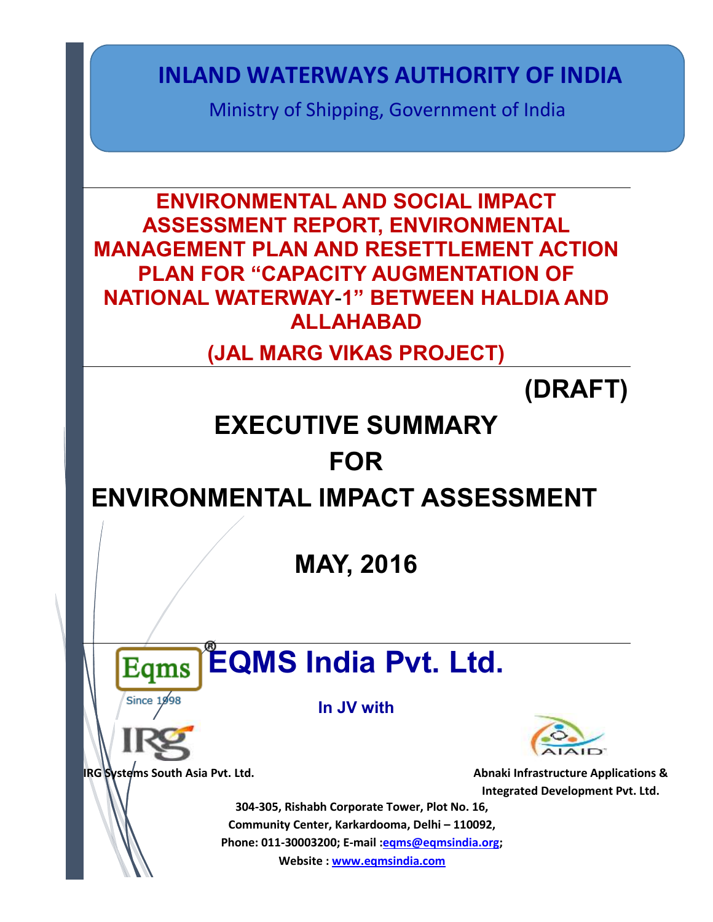# INLAND WATERWAYS AUTHORITY OF INDIA

Ministry of Shipping, Government of India

## ENVIRONMENTAL AND SOCIAL IMPACT ASSESSMENT REPORT, ENVIRONMENTAL MANAGEMENT PLAN AND RESETTLEMENT ACTION PLAN FOR "CAPACITY AUGMENTATION OF NATIONAL WATERWAY-1" BETWEEN HALDIA AND ALLAHABAD

## (JAL MARG VIKAS PROJECT)

**(DRAFT)**

# EXECUTIVE SUMMARY FOR ENVIRONMENTAL IMPACT ASSESSMENT

**MAY, 2016**

**Eqms** Since 1998

**EQMS India Pvt. Ltd.**®

**In JV with**

**IRG Systems South Asia Pvt. Ltd.**

**Abnaki Infrastructure Applications & Integrated Development Pvt. Ltd.**

**304-305, Rishabh Corporate Tower, Plot No. 16, Community Center, Karkardooma, Delhi – 110092, Phone: 011-30003200; E-mail : eqms@eqmsindia.org; Website : www.eqmsindia.com**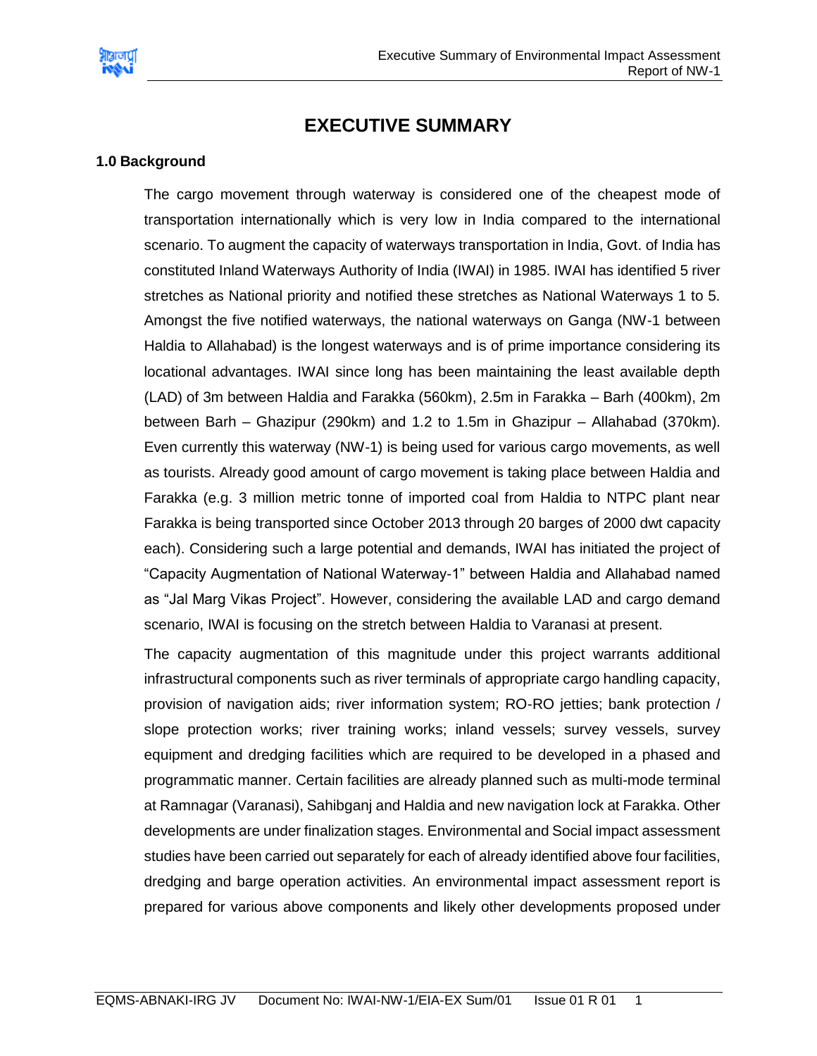// EXECUTIVE SUMMARY

## 1.0 Background

The cargo movement through waterway is considered one of the cheapest mode of transportation internationally which is very low in India compared to the international scenario. To augment the capacity of waterways transportation in India, Govt. of India has constituted Inland Waterways Authority of India (IWAI) in 1985. IWAI has identified 5 river stretches as National priority and notified these stretches as National Waterways 1 to 5. Amongst the five notified waterways, the national waterways on Ganga (NW-1 between Haldia to Allahabad) is the longest waterways and is of prime importance considering its locational advantages. IWAI since long has been maintaining the least available depth (LAD) of 3m between Haldia and Farakka (560km), 2.5m in Farakka – Barh (400km), 2m between Barh – Ghazipur (290km) and 1.2 to 1.5m in Ghazipur – Allahabad (370km). Even currently this waterway (NW-1) is being used for various cargo movements, as well as tourists. Already good amount of cargo movement is taking place between Haldia and Farakka (e.g. 3 million metric tonne of imported coal from Haldia to NTPC plant near Farakka is being transported since October 2013 through 20 barges of 2000 dwt capacity each). Considering such a large potential and demands, IWAI has initiated the project of "Capacity Augmentation of National Waterway-1" between Haldia and Allahabad named as "Jal Marg Vikas Project". However, considering the available LAD and cargo demand scenario, IWAI is focusing on the stretch between Haldia to Varanasi at present.

The capacity augmentation of this magnitude under this project warrants additional infrastructural components such as river terminals of appropriate cargo handling capacity, provision of navigation aids; river information system; RO-RO jetties; bank protection / slope protection works; river training works; inland vessels; survey vessels, survey equipment and dredging facilities which are required to be developed in a phased and programmatic manner. Certain facilities are already planned such as multi-mode terminal at Ramnagar (Varanasi), Sahibganj and Haldia and new navigation lock at Farakka. Other developments are under finalization stages. Environmental and Social impact assessment studies have been carried out separately for each of already identified above four facilities, dredging and barge operation activities. An environmental impact assessment report is prepared for various above components and likely other developments proposed under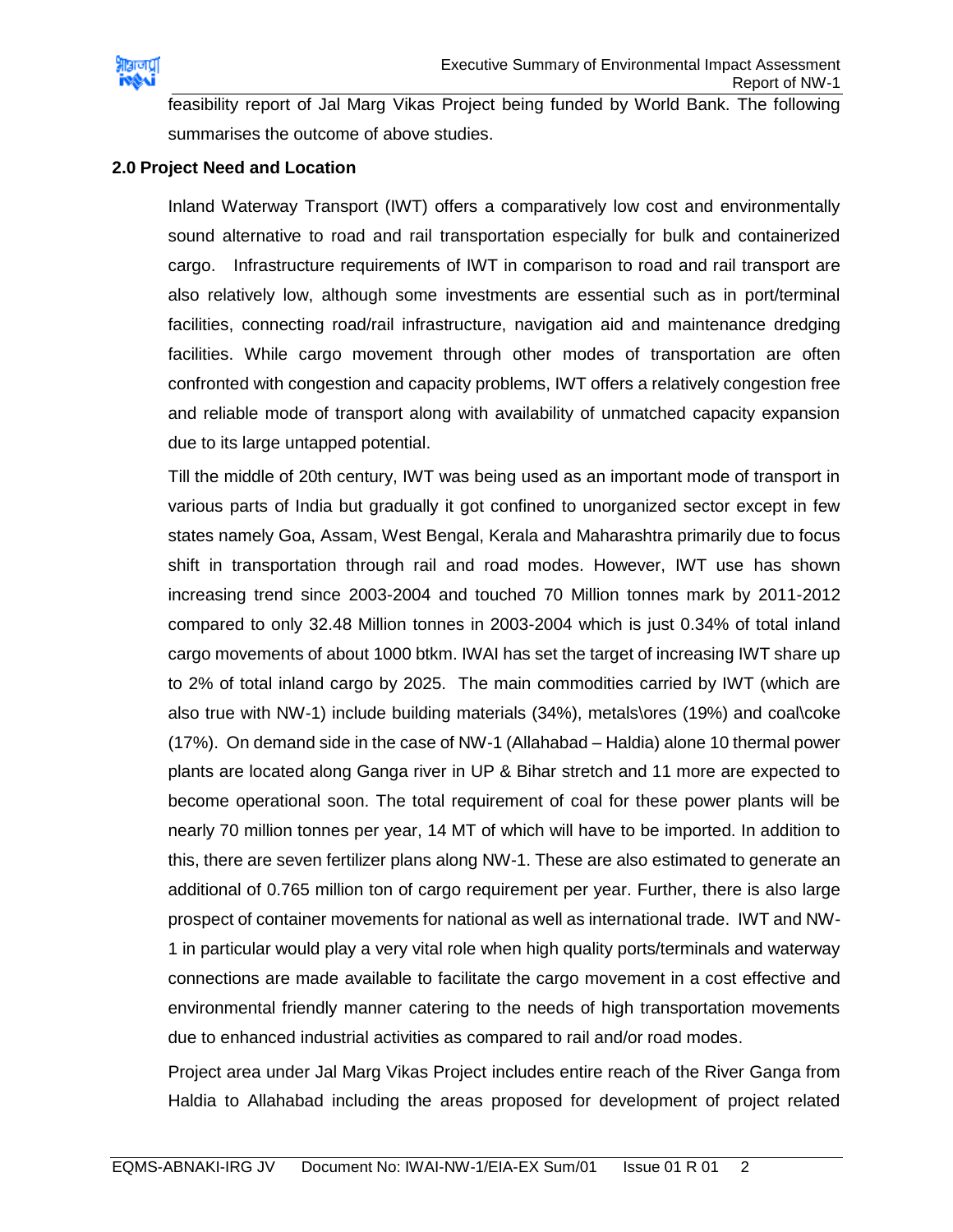feasibility report of Jal Marg Vikas Project being funded by World Bank. The following summarises the outcome of above studies.

## 2.0 Project Need and Location

Inland Waterway Transport (IWT) offers a comparatively low cost and environmentally sound alternative to road and rail transportation especially for bulk and containerized cargo. Infrastructure requirements of IWT in comparison to road and rail transport are also relatively low, although some investments are essential such as in port/terminal facilities, connecting road/rail infrastructure, navigation aid and maintenance dredging facilities. While cargo movement through other modes of transportation are often confronted with congestion and capacity problems, IWT offers a relatively congestion free and reliable mode of transport along with availability of unmatched capacity expansion due to its large untapped potential.

Till the middle of 20th century, IWT was being used as an important mode of transport in various parts of India but gradually it got confined to unorganized sector except in few states namely Goa, Assam, West Bengal, Kerala and Maharashtra primarily due to focus shift in transportation through rail and road modes. However, IWT use has shown increasing trend since 2003-2004 and touched 70 Million tonnes mark by 2011-2012 compared to only 32.48 Million tonnes in 2003-2004 which is just 0.34% of total inland cargo movements of about 1000 btkm. IWAI has set the target of increasing IWT share up to 2% of total inland cargo by 2025. The main commodities carried by IWT (which are also true with NW-1) include building materials (34%), metals\ores (19%) and coal\coke (17%). On demand side in the case of NW-1 (Allahabad – Haldia) alone 10 thermal power plants are located along Ganga river in UP & Bihar stretch and 11 more are expected to become operational soon. The total requirement of coal for these power plants will be nearly 70 million tonnes per year, 14 MT of which will have to be imported. In addition to this, there are seven fertilizer plans along NW-1. These are also estimated to generate an additional of 0.765 million ton of cargo requirement per year. Further, there is also large prospect of container movements for national as well as international trade. IWT and NW-1 in particular would play a very vital role when high quality ports/terminals and waterway connections are made available to facilitate the cargo movement in a cost effective and environmental friendly manner catering to the needs of high transportation movements due to enhanced industrial activities as compared to rail and/or road modes.

Project area under Jal Marg Vikas Project includes entire reach of the River Ganga from Haldia to Allahabad including the areas proposed for development of project related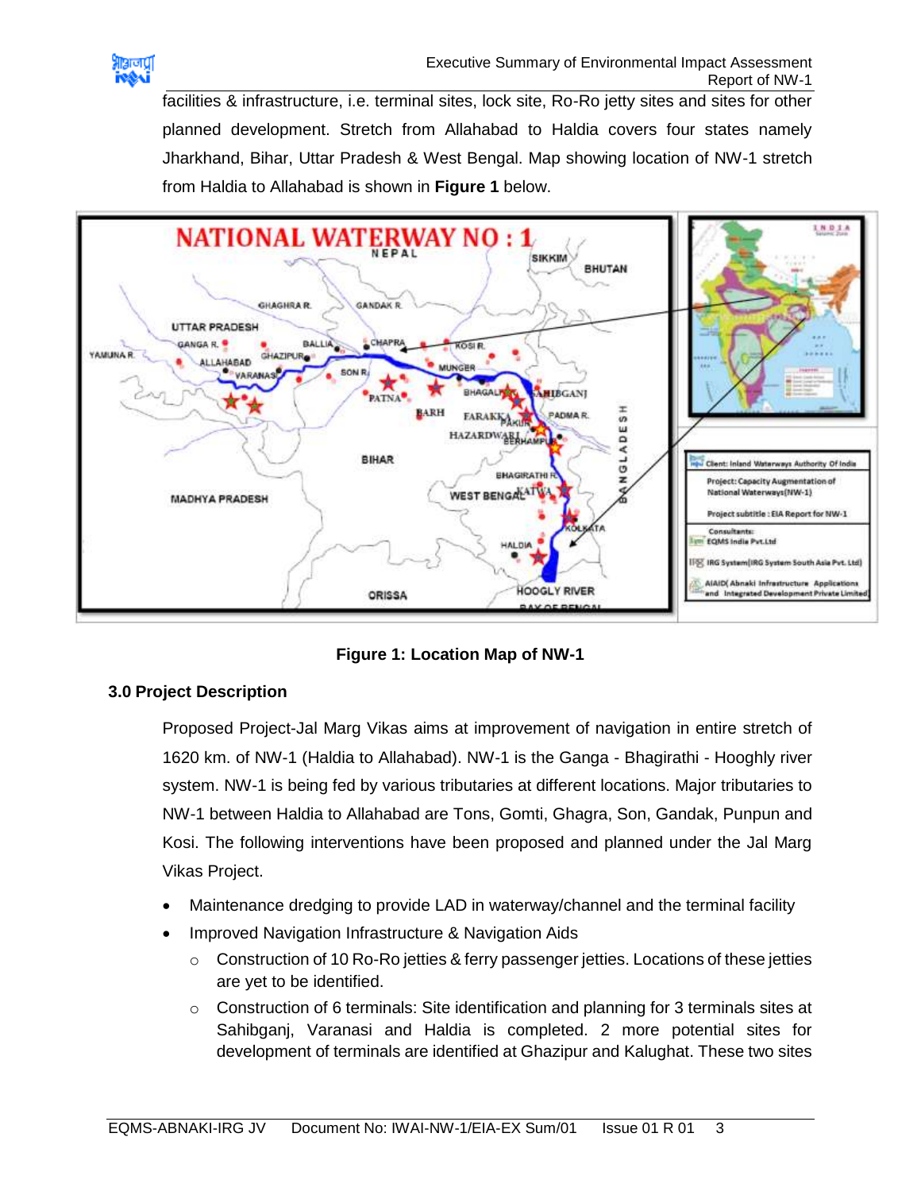facilities & infrastructure, i.e. terminal sites, lock site, Ro-Ro jetty sites and sites for other planned development. Stretch from Allahabad to Haldia covers four states namely Jharkhand, Bihar, Uttar Pradesh & West Bengal. Map showing location of NW-1 stretch from Haldia to Allahabad is shown in **Figure 1** below.

**Figure 1: Location Map of NW-1**

## 3.0 Project Description

Proposed Project-Jal Marg Vikas aims at improvement of navigation in entire stretch of 1620 km. of NW-1 (Haldia to Allahabad). NW-1 is the Ganga - Bhagirathi - Hooghly river system. NW-1 is being fed by various tributaries at different locations. Major tributaries to NW-1 between Haldia to Allahabad are Tons, Gomti, Ghagra, Son, Gandak, Punpun and Kosi. The following interventions have been proposed and planned under the Jal Marg Vikas Project.

- Maintenance dredging to provide LAD in waterway/channel and the terminal facility
- Improved Navigation Infrastructure & Navigation Aids
  - Construction of 10 Ro-Ro jetties & ferry passenger jetties. Locations of these jetties are yet to be identified.
  - Construction of 6 terminals: Site identification and planning for 3 terminals sites at Sahibganj, Varanasi and Haldia is completed. 2 more potential sites for development of terminals are identified at Ghazipur and Kalughat. These two sites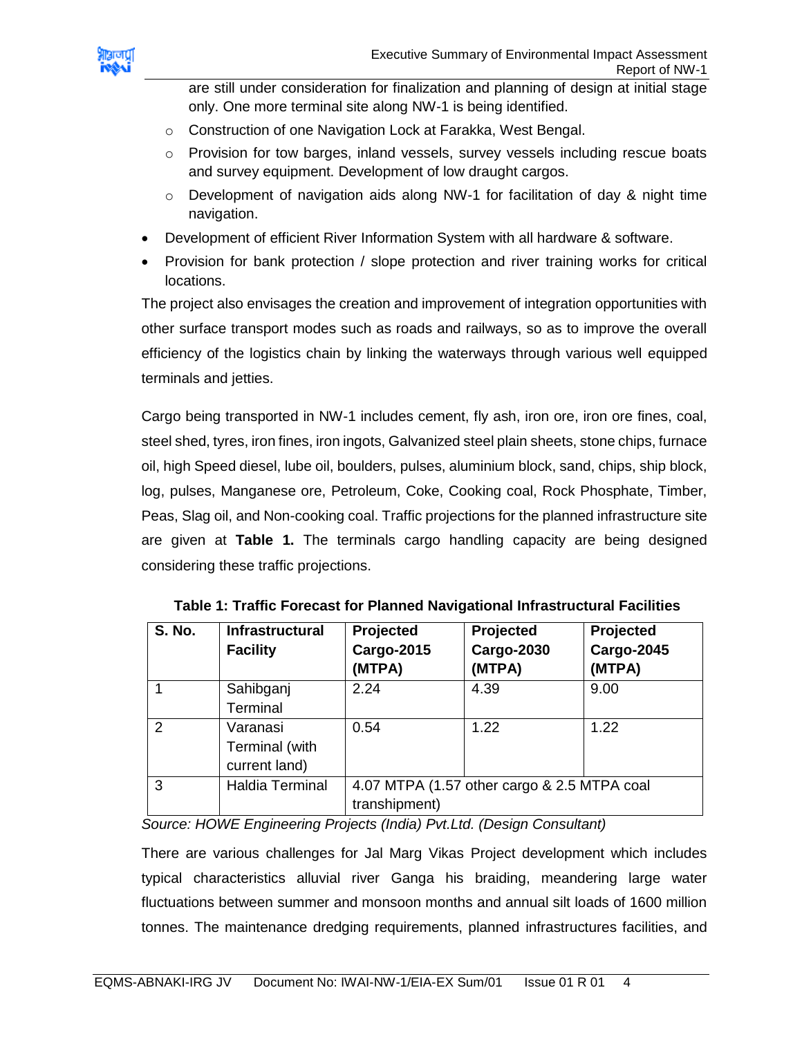are still under consideration for finalization and planning of design at initial stage only. One more terminal site along NW-1 is being identified.

  - Construction of one Navigation Lock at Farakka, West Bengal.
  - Provision for tow barges, inland vessels, survey vessels including rescue boats and survey equipment. Development of low draught cargos.
  - Development of navigation aids along NW-1 for facilitation of day & night time navigation.
- Development of efficient River Information System with all hardware & software.
- Provision for bank protection / slope protection and river training works for critical locations.

The project also envisages the creation and improvement of integration opportunities with other surface transport modes such as roads and railways, so as to improve the overall efficiency of the logistics chain by linking the waterways through various well equipped terminals and jetties.

Cargo being transported in NW-1 includes cement, fly ash, iron ore, iron ore fines, coal, steel shed, tyres, iron fines, iron ingots, Galvanized steel plain sheets, stone chips, furnace oil, high Speed diesel, lube oil, boulders, pulses, aluminium block, sand, chips, ship block, log, pulses, Manganese ore, Petroleum, Coke, Cooking coal, Rock Phosphate, Timber, Peas, Slag oil, and Non-cooking coal. Traffic projections for the planned infrastructure site are given at **Table 1.** The terminals cargo handling capacity are being designed considering these traffic projections.

**Table 1: Traffic Forecast for Planned Navigational Infrastructural Facilities**

| S. No. | Infrastructural Facility | Projected Cargo-2015 (MTPA) | Projected Cargo-2030 (MTPA) | Projected Cargo-2045 (MTPA) |
|---|---|---|---|---|
| 1 | Sahibganj Terminal | 2.24 | 4.39 | 9.00 |
| 2 | Varanasi Terminal (with current land) | 0.54 | 1.22 | 1.22 |
| 3 | Haldia Terminal | 4.07 MTPA (1.57 other cargo & 2.5 MTPA coal transhipment) | | |

*Source: HOWE Engineering Projects (India) Pvt.Ltd. (Design Consultant)*

There are various challenges for Jal Marg Vikas Project development which includes typical characteristics alluvial river Ganga his braiding, meandering large water fluctuations between summer and monsoon months and annual silt loads of 1600 million tonnes. The maintenance dredging requirements, planned infrastructures facilities, and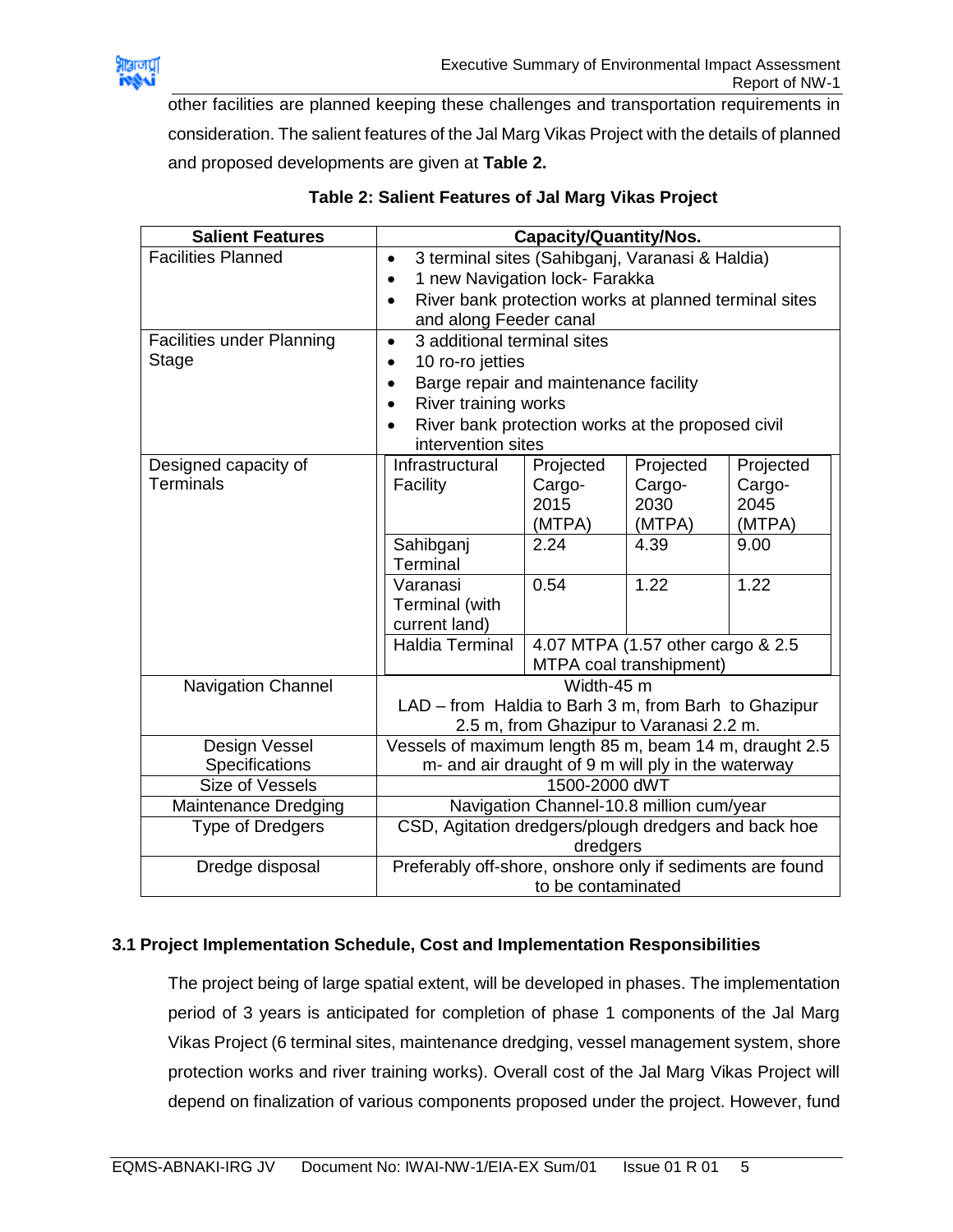other facilities are planned keeping these challenges and transportation requirements in consideration. The salient features of the Jal Marg Vikas Project with the details of planned and proposed developments are given at **Table 2.**

**Table 2: Salient Features of Jal Marg Vikas Project**

| Salient Features | Capacity/Quantity/Nos. | | | |
|---|---|---|---|---|
| Facilities Planned | • 3 terminal sites (Sahibganj, Varanasi & Haldia)<br>• 1 new Navigation lock- Farakka<br>• River bank protection works at planned terminal sites and along Feeder canal | | | |
| Facilities under Planning Stage | • 3 additional terminal sites<br>• 10 ro-ro jetties<br>• Barge repair and maintenance facility<br>• River training works<br>• River bank protection works at the proposed civil intervention sites | | | |
| Designed capacity of Terminals | Infrastructural Facility | Projected Cargo-2015 (MTPA) | Projected Cargo-2030 (MTPA) | Projected Cargo-2045 (MTPA) |
| | Sahibganj Terminal | 2.24 | 4.39 | 9.00 |
| | Varanasi Terminal (with current land) | 0.54 | 1.22 | 1.22 |
| | Haldia Terminal | 4.07 MTPA (1.57 other cargo & 2.5 MTPA coal transhipment) | | |
| Navigation Channel | Width-45 m<br>LAD – from Haldia to Barh 3 m, from Barh to Ghazipur 2.5 m, from Ghazipur to Varanasi 2.2 m. | | | |
| Design Vessel Specifications | Vessels of maximum length 85 m, beam 14 m, draught 2.5 m- and air draught of 9 m will ply in the waterway | | | |
| Size of Vessels | 1500-2000 dWT | | | |
| Maintenance Dredging | Navigation Channel-10.8 million cum/year | | | |
| Type of Dredgers | CSD, Agitation dredgers/plough dredgers and back hoe dredgers | | | |
| Dredge disposal | Preferably off-shore, onshore only if sediments are found to be contaminated | | | |

### 3.1 Project Implementation Schedule, Cost and Implementation Responsibilities

The project being of large spatial extent, will be developed in phases. The implementation period of 3 years is anticipated for completion of phase 1 components of the Jal Marg Vikas Project (6 terminal sites, maintenance dredging, vessel management system, shore protection works and river training works). Overall cost of the Jal Marg Vikas Project will depend on finalization of various components proposed under the project. However, fund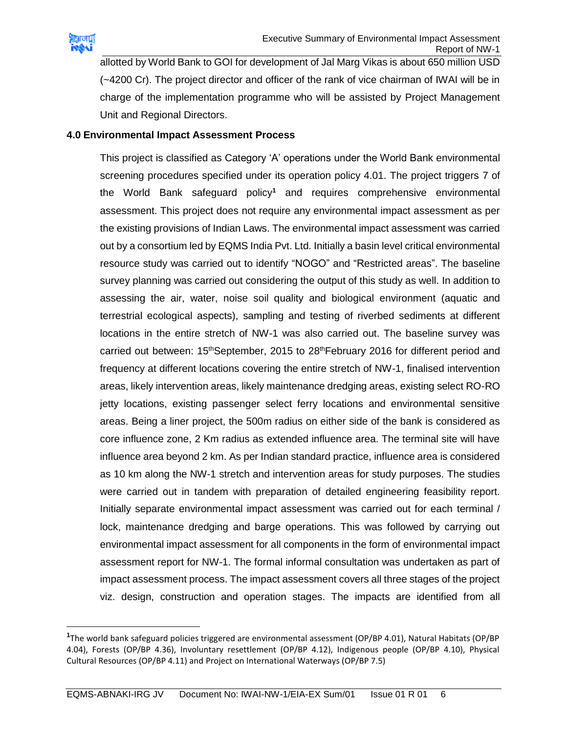allotted by World Bank to GOI for development of Jal Marg Vikas is about 650 million USD (~4200 Cr). The project director and officer of the rank of vice chairman of IWAI will be in charge of the implementation programme who will be assisted by Project Management Unit and Regional Directors.

### 4.0 Environmental Impact Assessment Process

This project is classified as Category 'A' operations under the World Bank environmental screening procedures specified under its operation policy 4.01. The project triggers 7 of the World Bank safeguard policy[1] and requires comprehensive environmental assessment. This project does not require any environmental impact assessment as per the existing provisions of Indian Laws. The environmental impact assessment was carried out by a consortium led by EQMS India Pvt. Ltd. Initially a basin level critical environmental resource study was carried out to identify "NOGO" and "Restricted areas". The baseline survey planning was carried out considering the output of this study as well. In addition to assessing the air, water, noise soil quality and biological environment (aquatic and terrestrial ecological aspects), sampling and testing of riverbed sediments at different locations in the entire stretch of NW-1 was also carried out. The baseline survey was carried out between: 15thSeptember, 2015 to 28thFebruary 2016 for different period and frequency at different locations covering the entire stretch of NW-1, finalised intervention areas, likely intervention areas, likely maintenance dredging areas, existing select RO-RO jetty locations, existing passenger select ferry locations and environmental sensitive areas. Being a liner project, the 500m radius on either side of the bank is considered as core influence zone, 2 Km radius as extended influence area. The terminal site will have influence area beyond 2 km. As per Indian standard practice, influence area is considered as 10 km along the NW-1 stretch and intervention areas for study purposes. The studies were carried out in tandem with preparation of detailed engineering feasibility report. Initially separate environmental impact assessment was carried out for each terminal / lock, maintenance dredging and barge operations. This was followed by carrying out environmental impact assessment for all components in the form of environmental impact assessment report for NW-1. The formal informal consultation was undertaken as part of impact assessment process. The impact assessment covers all three stages of the project viz. design, construction and operation stages. The impacts are identified from all

[1]The world bank safeguard policies triggered are environmental assessment (OP/BP 4.01), Natural Habitats (OP/BP 4.04), Forests (OP/BP 4.36), Involuntary resettlement (OP/BP 4.12), Indigenous people (OP/BP 4.10), Physical Cultural Resources (OP/BP 4.11) and Project on International Waterways (OP/BP 7.5)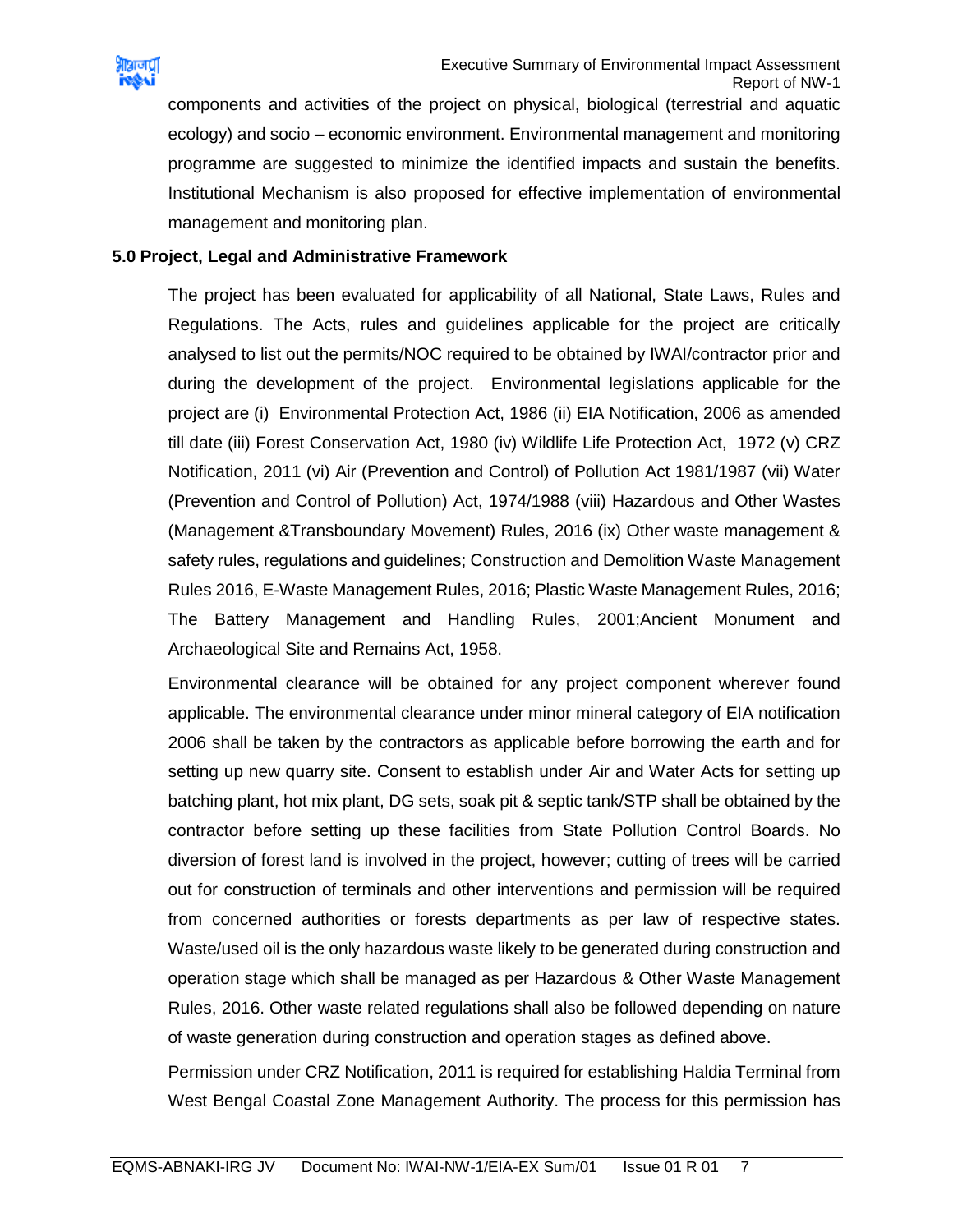components and activities of the project on physical, biological (terrestrial and aquatic ecology) and socio – economic environment. Environmental management and monitoring programme are suggested to minimize the identified impacts and sustain the benefits. Institutional Mechanism is also proposed for effective implementation of environmental management and monitoring plan.

**5.0 Project, Legal and Administrative Framework**

The project has been evaluated for applicability of all National, State Laws, Rules and Regulations. The Acts, rules and guidelines applicable for the project are critically analysed to list out the permits/NOC required to be obtained by IWAI/contractor prior and during the development of the project. Environmental legislations applicable for the project are (i) Environmental Protection Act, 1986 (ii) EIA Notification, 2006 as amended till date (iii) Forest Conservation Act, 1980 (iv) Wildlife Life Protection Act, 1972 (v) CRZ Notification, 2011 (vi) Air (Prevention and Control) of Pollution Act 1981/1987 (vii) Water (Prevention and Control of Pollution) Act, 1974/1988 (viii) Hazardous and Other Wastes (Management &Transboundary Movement) Rules, 2016 (ix) Other waste management & safety rules, regulations and guidelines; Construction and Demolition Waste Management Rules 2016, E-Waste Management Rules, 2016; Plastic Waste Management Rules, 2016; The Battery Management and Handling Rules, 2001;Ancient Monument and Archaeological Site and Remains Act, 1958.

Environmental clearance will be obtained for any project component wherever found applicable. The environmental clearance under minor mineral category of EIA notification 2006 shall be taken by the contractors as applicable before borrowing the earth and for setting up new quarry site. Consent to establish under Air and Water Acts for setting up batching plant, hot mix plant, DG sets, soak pit & septic tank/STP shall be obtained by the contractor before setting up these facilities from State Pollution Control Boards. No diversion of forest land is involved in the project, however; cutting of trees will be carried out for construction of terminals and other interventions and permission will be required from concerned authorities or forests departments as per law of respective states. Waste/used oil is the only hazardous waste likely to be generated during construction and operation stage which shall be managed as per Hazardous & Other Waste Management Rules, 2016. Other waste related regulations shall also be followed depending on nature of waste generation during construction and operation stages as defined above.

Permission under CRZ Notification, 2011 is required for establishing Haldia Terminal from West Bengal Coastal Zone Management Authority. The process for this permission has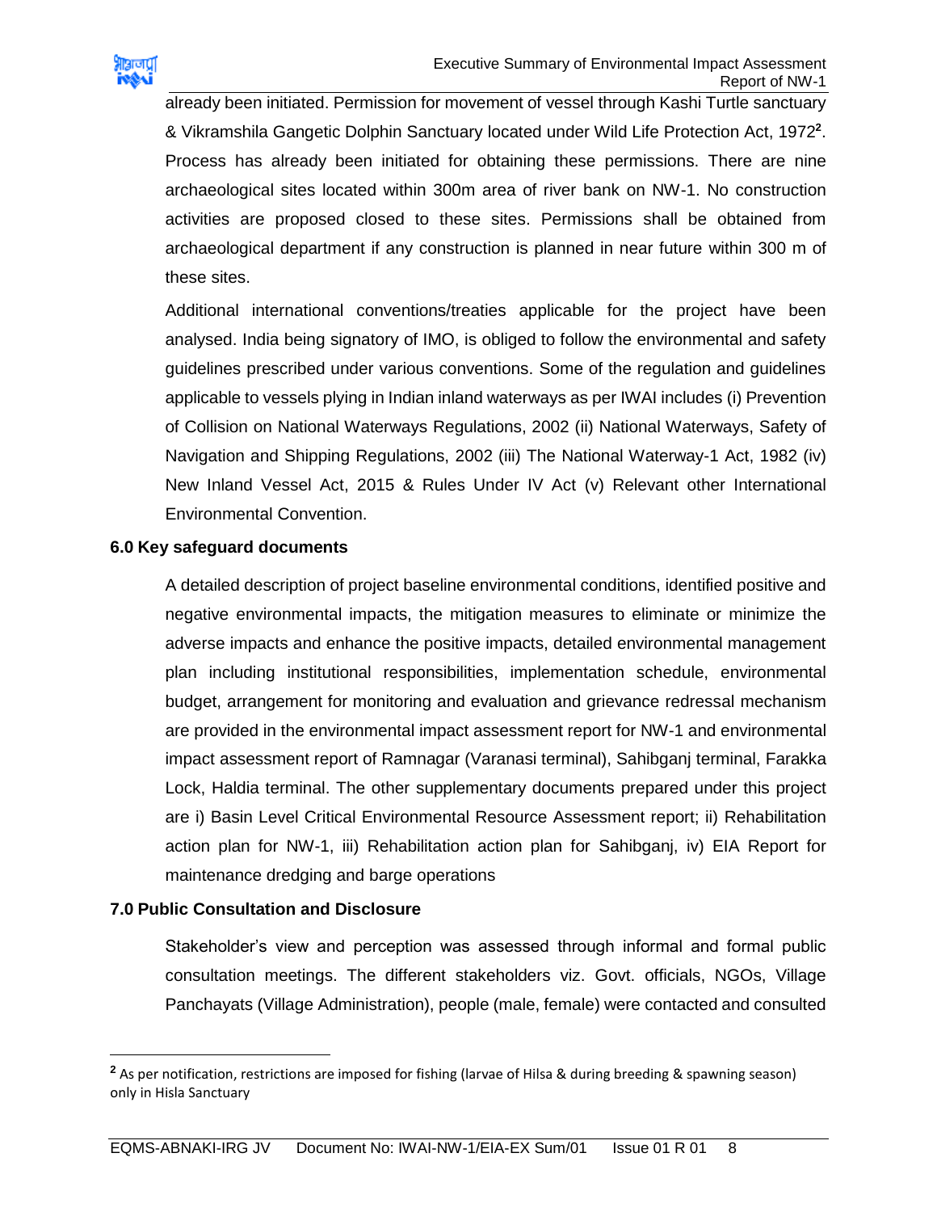already been initiated. Permission for movement of vessel through Kashi Turtle sanctuary & Vikramshila Gangetic Dolphin Sanctuary located under Wild Life Protection Act, 1972[2]. Process has already been initiated for obtaining these permissions. There are nine archaeological sites located within 300m area of river bank on NW-1. No construction activities are proposed closed to these sites. Permissions shall be obtained from archaeological department if any construction is planned in near future within 300 m of these sites.

Additional international conventions/treaties applicable for the project have been analysed. India being signatory of IMO, is obliged to follow the environmental and safety guidelines prescribed under various conventions. Some of the regulation and guidelines applicable to vessels plying in Indian inland waterways as per IWAI includes (i) Prevention of Collision on National Waterways Regulations, 2002 (ii) National Waterways, Safety of Navigation and Shipping Regulations, 2002 (iii) The National Waterway-1 Act, 1982 (iv) New Inland Vessel Act, 2015 & Rules Under IV Act (v) Relevant other International Environmental Convention.

## 6.0 Key safeguard documents

A detailed description of project baseline environmental conditions, identified positive and negative environmental impacts, the mitigation measures to eliminate or minimize the adverse impacts and enhance the positive impacts, detailed environmental management plan including institutional responsibilities, implementation schedule, environmental budget, arrangement for monitoring and evaluation and grievance redressal mechanism are provided in the environmental impact assessment report for NW-1 and environmental impact assessment report of Ramnagar (Varanasi terminal), Sahibganj terminal, Farakka Lock, Haldia terminal. The other supplementary documents prepared under this project are i) Basin Level Critical Environmental Resource Assessment report; ii) Rehabilitation action plan for NW-1, iii) Rehabilitation action plan for Sahibganj, iv) EIA Report for maintenance dredging and barge operations

## 7.0 Public Consultation and Disclosure

Stakeholder's view and perception was assessed through informal and formal public consultation meetings. The different stakeholders viz. Govt. officials, NGOs, Village Panchayats (Village Administration), people (male, female) were contacted and consulted

[2] As per notification, restrictions are imposed for fishing (larvae of Hilsa & during breeding & spawning season) only in Hisla Sanctuary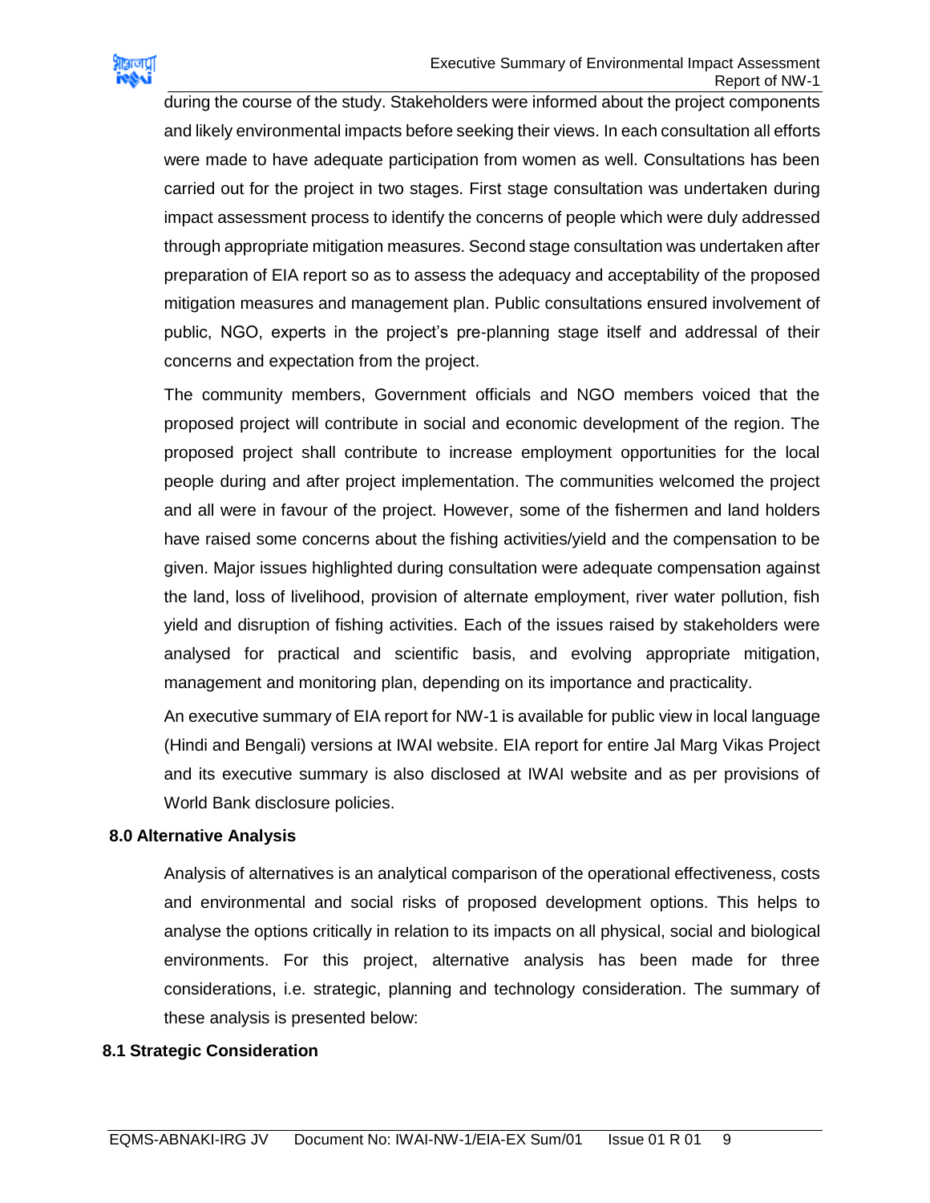during the course of the study. Stakeholders were informed about the project components and likely environmental impacts before seeking their views. In each consultation all efforts were made to have adequate participation from women as well. Consultations has been carried out for the project in two stages. First stage consultation was undertaken during impact assessment process to identify the concerns of people which were duly addressed through appropriate mitigation measures. Second stage consultation was undertaken after preparation of EIA report so as to assess the adequacy and acceptability of the proposed mitigation measures and management plan. Public consultations ensured involvement of public, NGO, experts in the project's pre-planning stage itself and addressal of their concerns and expectation from the project.

The community members, Government officials and NGO members voiced that the proposed project will contribute in social and economic development of the region. The proposed project shall contribute to increase employment opportunities for the local people during and after project implementation. The communities welcomed the project and all were in favour of the project. However, some of the fishermen and land holders have raised some concerns about the fishing activities/yield and the compensation to be given. Major issues highlighted during consultation were adequate compensation against the land, loss of livelihood, provision of alternate employment, river water pollution, fish yield and disruption of fishing activities. Each of the issues raised by stakeholders were analysed for practical and scientific basis, and evolving appropriate mitigation, management and monitoring plan, depending on its importance and practicality.

An executive summary of EIA report for NW-1 is available for public view in local language (Hindi and Bengali) versions at IWAI website. EIA report for entire Jal Marg Vikas Project and its executive summary is also disclosed at IWAI website and as per provisions of World Bank disclosure policies.

## 8.0 Alternative Analysis

Analysis of alternatives is an analytical comparison of the operational effectiveness, costs and environmental and social risks of proposed development options. This helps to analyse the options critically in relation to its impacts on all physical, social and biological environments. For this project, alternative analysis has been made for three considerations, i.e. strategic, planning and technology consideration. The summary of these analysis is presented below:

### 8.1 Strategic Consideration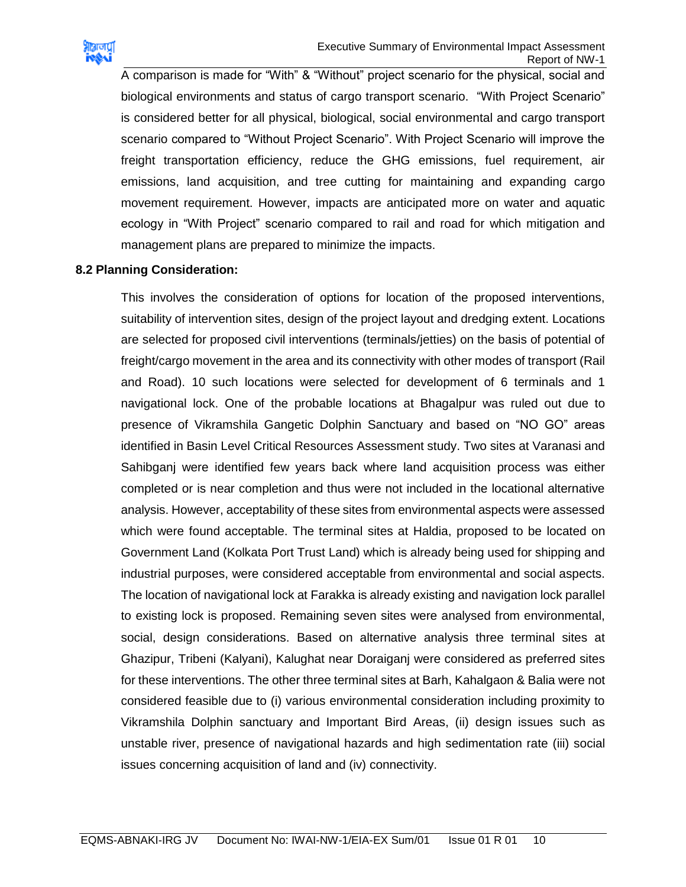A comparison is made for “With” & “Without” project scenario for the physical, social and biological environments and status of cargo transport scenario. “With Project Scenario” is considered better for all physical, biological, social environmental and cargo transport scenario compared to “Without Project Scenario”. With Project Scenario will improve the freight transportation efficiency, reduce the GHG emissions, fuel requirement, air emissions, land acquisition, and tree cutting for maintaining and expanding cargo movement requirement. However, impacts are anticipated more on water and aquatic ecology in “With Project” scenario compared to rail and road for which mitigation and management plans are prepared to minimize the impacts.

**8.2 Planning Consideration:**

This involves the consideration of options for location of the proposed interventions, suitability of intervention sites, design of the project layout and dredging extent. Locations are selected for proposed civil interventions (terminals/jetties) on the basis of potential of freight/cargo movement in the area and its connectivity with other modes of transport (Rail and Road). 10 such locations were selected for development of 6 terminals and 1 navigational lock. One of the probable locations at Bhagalpur was ruled out due to presence of Vikramshila Gangetic Dolphin Sanctuary and based on “NO GO” areas identified in Basin Level Critical Resources Assessment study. Two sites at Varanasi and Sahibganj were identified few years back where land acquisition process was either completed or is near completion and thus were not included in the locational alternative analysis. However, acceptability of these sites from environmental aspects were assessed which were found acceptable. The terminal sites at Haldia, proposed to be located on Government Land (Kolkata Port Trust Land) which is already being used for shipping and industrial purposes, were considered acceptable from environmental and social aspects. The location of navigational lock at Farakka is already existing and navigation lock parallel to existing lock is proposed. Remaining seven sites were analysed from environmental, social, design considerations. Based on alternative analysis three terminal sites at Ghazipur, Tribeni (Kalyani), Kalughat near Doraiganj were considered as preferred sites for these interventions. The other three terminal sites at Barh, Kahalgaon & Balia were not considered feasible due to (i) various environmental consideration including proximity to Vikramshila Dolphin sanctuary and Important Bird Areas, (ii) design issues such as unstable river, presence of navigational hazards and high sedimentation rate (iii) social issues concerning acquisition of land and (iv) connectivity.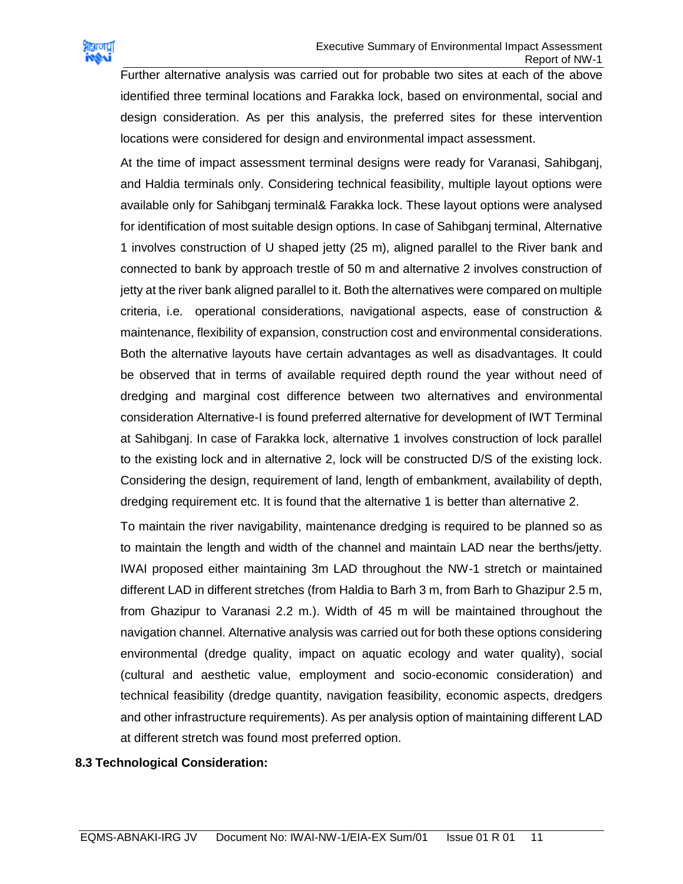Further alternative analysis was carried out for probable two sites at each of the above identified three terminal locations and Farakka lock, based on environmental, social and design consideration. As per this analysis, the preferred sites for these intervention locations were considered for design and environmental impact assessment.

At the time of impact assessment terminal designs were ready for Varanasi, Sahibganj, and Haldia terminals only. Considering technical feasibility, multiple layout options were available only for Sahibganj terminal& Farakka lock. These layout options were analysed for identification of most suitable design options. In case of Sahibganj terminal, Alternative 1 involves construction of U shaped jetty (25 m), aligned parallel to the River bank and connected to bank by approach trestle of 50 m and alternative 2 involves construction of jetty at the river bank aligned parallel to it. Both the alternatives were compared on multiple criteria, i.e. operational considerations, navigational aspects, ease of construction & maintenance, flexibility of expansion, construction cost and environmental considerations. Both the alternative layouts have certain advantages as well as disadvantages. It could be observed that in terms of available required depth round the year without need of dredging and marginal cost difference between two alternatives and environmental consideration Alternative-I is found preferred alternative for development of IWT Terminal at Sahibganj. In case of Farakka lock, alternative 1 involves construction of lock parallel to the existing lock and in alternative 2, lock will be constructed D/S of the existing lock. Considering the design, requirement of land, length of embankment, availability of depth, dredging requirement etc. It is found that the alternative 1 is better than alternative 2.

To maintain the river navigability, maintenance dredging is required to be planned so as to maintain the length and width of the channel and maintain LAD near the berths/jetty. IWAI proposed either maintaining 3m LAD throughout the NW-1 stretch or maintained different LAD in different stretches (from Haldia to Barh 3 m, from Barh to Ghazipur 2.5 m, from Ghazipur to Varanasi 2.2 m.). Width of 45 m will be maintained throughout the navigation channel. Alternative analysis was carried out for both these options considering environmental (dredge quality, impact on aquatic ecology and water quality), social (cultural and aesthetic value, employment and socio-economic consideration) and technical feasibility (dredge quantity, navigation feasibility, economic aspects, dredgers and other infrastructure requirements). As per analysis option of maintaining different LAD at different stretch was found most preferred option.

### 8.3 Technological Consideration: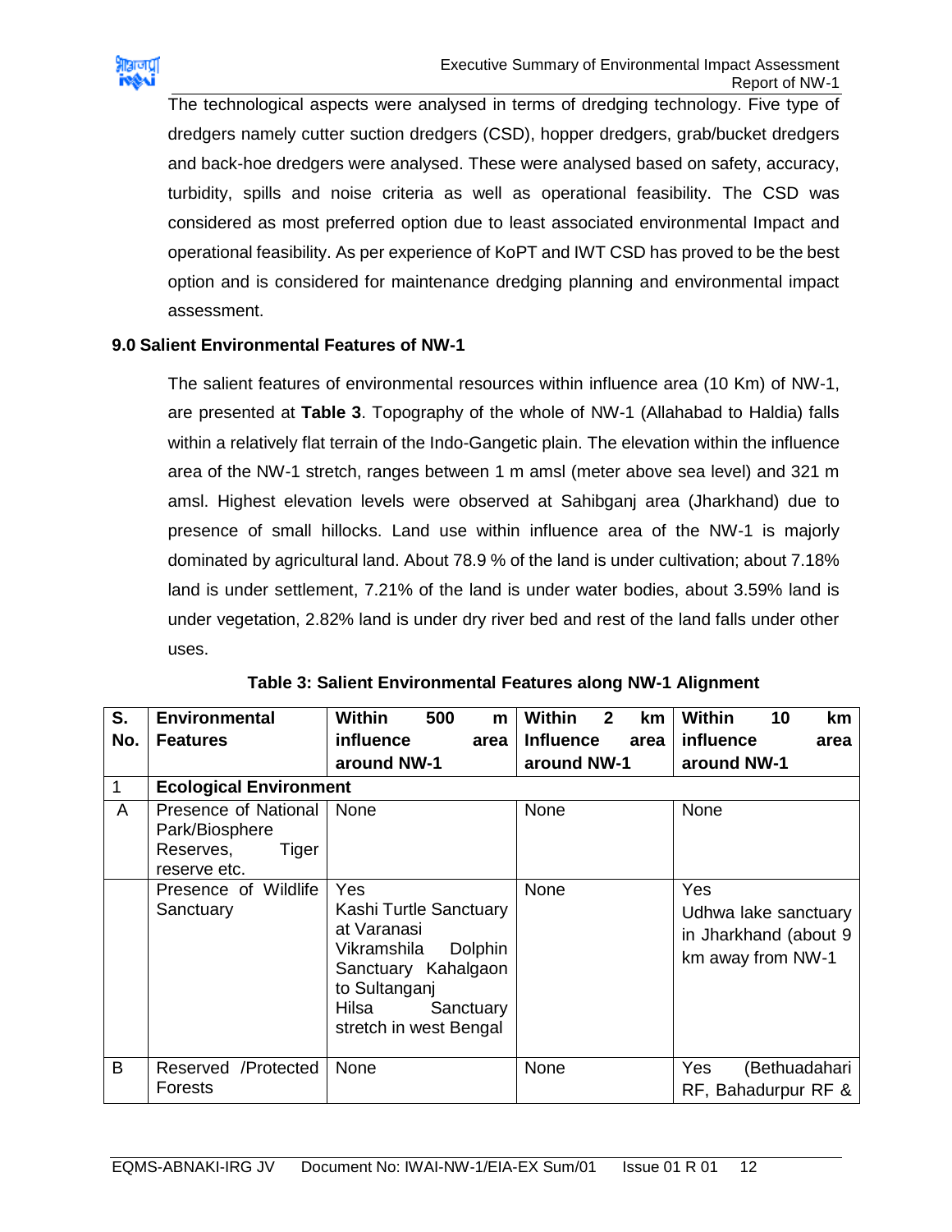The technological aspects were analysed in terms of dredging technology. Five type of dredgers namely cutter suction dredgers (CSD), hopper dredgers, grab/bucket dredgers and back-hoe dredgers were analysed. These were analysed based on safety, accuracy, turbidity, spills and noise criteria as well as operational feasibility. The CSD was considered as most preferred option due to least associated environmental Impact and operational feasibility. As per experience of KoPT and IWT CSD has proved to be the best option and is considered for maintenance dredging planning and environmental impact assessment.

## 9.0 Salient Environmental Features of NW-1

The salient features of environmental resources within influence area (10 Km) of NW-1, are presented at **Table 3**. Topography of the whole of NW-1 (Allahabad to Haldia) falls within a relatively flat terrain of the Indo-Gangetic plain. The elevation within the influence area of the NW-1 stretch, ranges between 1 m amsl (meter above sea level) and 321 m amsl. Highest elevation levels were observed at Sahibganj area (Jharkhand) due to presence of small hillocks. Land use within influence area of the NW-1 is majorly dominated by agricultural land. About 78.9 % of the land is under cultivation; about 7.18% land is under settlement, 7.21% of the land is under water bodies, about 3.59% land is under vegetation, 2.82% land is under dry river bed and rest of the land falls under other uses.

**Table 3: Salient Environmental Features along NW-1 Alignment**

| S. No. | Environmental Features | Within 500 m influence area around NW-1 | Within 2 km Influence area around NW-1 | Within 10 km influence area around NW-1 |
|---|---|---|---|---|
| 1 | **Ecological Environment** | | | |
| A | Presence of National Park/Biosphere Reserves, Tiger reserve etc. | None | None | None |
| | Presence of Wildlife Sanctuary | Yes<br>Kashi Turtle Sanctuary at Varanasi<br>Vikramshila Dolphin Sanctuary Kahalgaon to Sultanganj<br>Hilsa Sanctuary stretch in west Bengal | None | Yes<br>Udhwa lake sanctuary in Jharkhand (about 9 km away from NW-1 |
| B | Reserved /Protected Forests | None | None | Yes (Bethuadahari RF, Bahadurpur RF & |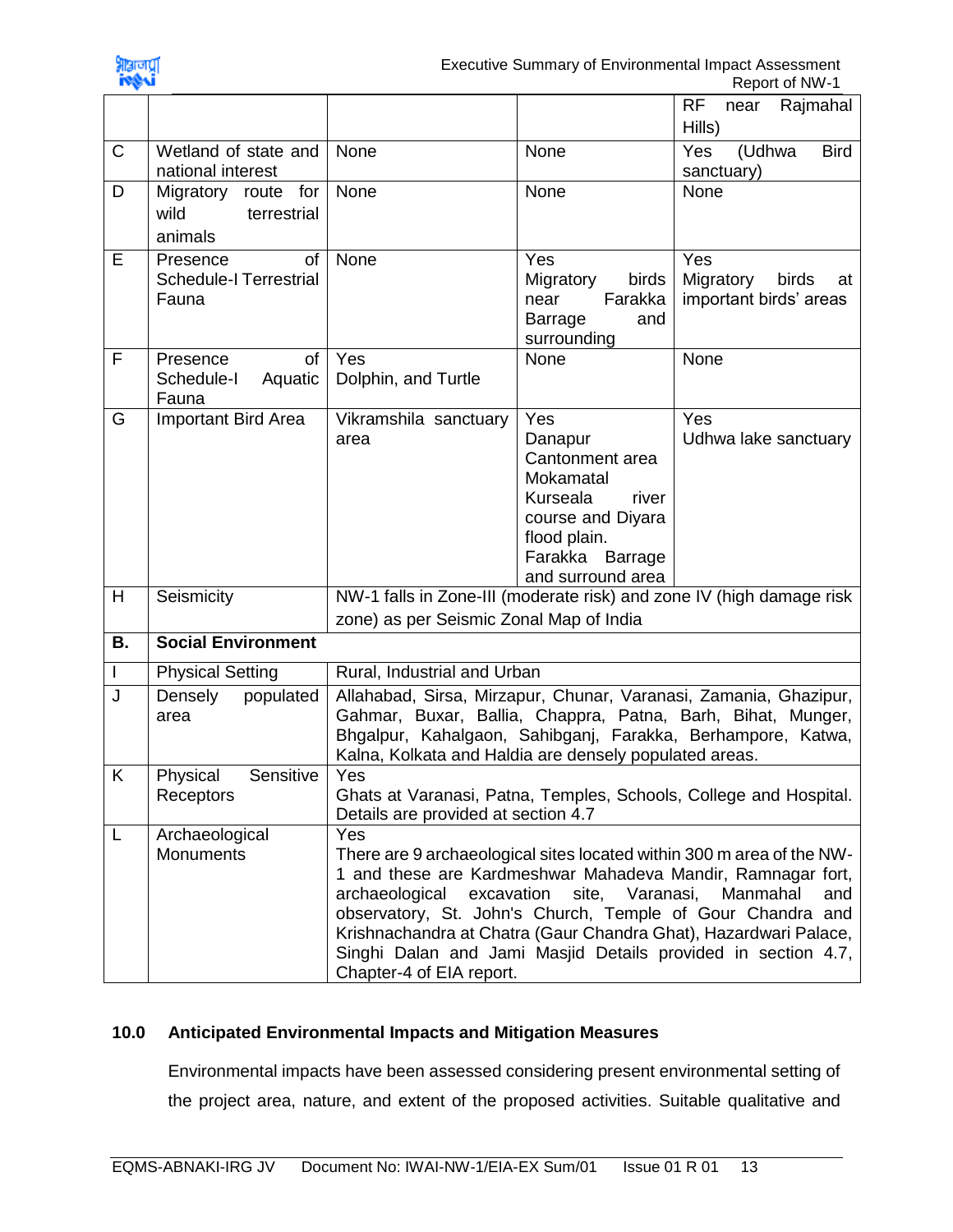| | | | | |
|---|---|---|---|---|
| | | | | RF near Rajmahal Hills) |
| C | Wetland of state and national interest | None | None | Yes (Udhwa Bird sanctuary) |
| D | Migratory route for wild terrestrial animals | None | None | None |
| E | Presence of Schedule-I Terrestrial Fauna | None | Yes Migratory birds near Farakka Barrage and surrounding | Yes Migratory birds at important birds' areas |
| F | Presence of Schedule-I Aquatic Fauna | Yes Dolphin, and Turtle | None | None |
| G | Important Bird Area | Vikramshila sanctuary area | Yes Danapur Cantonment area Mokamatal Kurseala river course and Diyara flood plain. Farakka Barrage and surround area | Yes Udhwa lake sanctuary |
| H | Seismicity | NW-1 falls in Zone-III (moderate risk) and zone IV (high damage risk zone) as per Seismic Zonal Map of India | | |
| **B.** | **Social Environment** | | | |
| I | Physical Setting | Rural, Industrial and Urban | | |
| J | Densely populated area | Allahabad, Sirsa, Mirzapur, Chunar, Varanasi, Zamania, Ghazipur, Gahmar, Buxar, Ballia, Chappra, Patna, Barh, Bihat, Munger, Bhgalpur, Kahalgaon, Sahibganj, Farakka, Berhampore, Katwa, Kalna, Kolkata and Haldia are densely populated areas. | | |
| K | Physical Sensitive Receptors | Yes Ghats at Varanasi, Patna, Temples, Schools, College and Hospital. Details are provided at section 4.7 | | |
| L | Archaeological Monuments | Yes There are 9 archaeological sites located within 300 m area of the NW-1 and these are Kardmeshwar Mahadeva Mandir, Ramnagar fort, archaeological excavation site, Varanasi, Manmahal and observatory, St. John's Church, Temple of Gour Chandra and Krishnachandra at Chatra (Gaur Chandra Ghat), Hazardwari Palace, Singhi Dalan and Jami Masjid Details provided in section 4.7, Chapter-4 of EIA report. | | |

## 10.0 Anticipated Environmental Impacts and Mitigation Measures

Environmental impacts have been assessed considering present environmental setting of the project area, nature, and extent of the proposed activities. Suitable qualitative and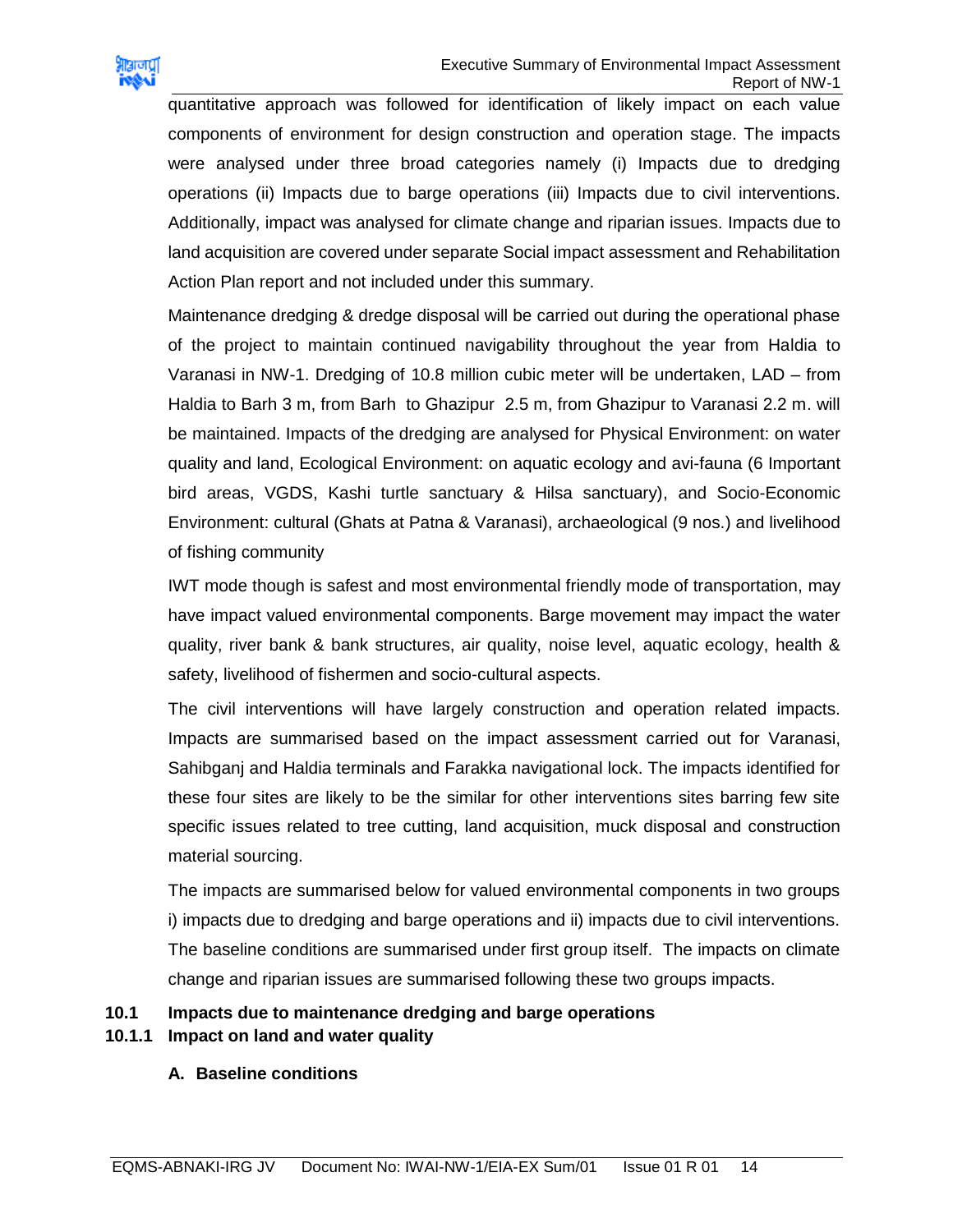quantitative approach was followed for identification of likely impact on each value components of environment for design construction and operation stage. The impacts were analysed under three broad categories namely (i) Impacts due to dredging operations (ii) Impacts due to barge operations (iii) Impacts due to civil interventions. Additionally, impact was analysed for climate change and riparian issues. Impacts due to land acquisition are covered under separate Social impact assessment and Rehabilitation Action Plan report and not included under this summary.

Maintenance dredging & dredge disposal will be carried out during the operational phase of the project to maintain continued navigability throughout the year from Haldia to Varanasi in NW-1. Dredging of 10.8 million cubic meter will be undertaken, LAD – from Haldia to Barh 3 m, from Barh to Ghazipur 2.5 m, from Ghazipur to Varanasi 2.2 m. will be maintained. Impacts of the dredging are analysed for Physical Environment: on water quality and land, Ecological Environment: on aquatic ecology and avi-fauna (6 Important bird areas, VGDS, Kashi turtle sanctuary & Hilsa sanctuary), and Socio-Economic Environment: cultural (Ghats at Patna & Varanasi), archaeological (9 nos.) and livelihood of fishing community

IWT mode though is safest and most environmental friendly mode of transportation, may have impact valued environmental components. Barge movement may impact the water quality, river bank & bank structures, air quality, noise level, aquatic ecology, health & safety, livelihood of fishermen and socio-cultural aspects.

The civil interventions will have largely construction and operation related impacts. Impacts are summarised based on the impact assessment carried out for Varanasi, Sahibganj and Haldia terminals and Farakka navigational lock. The impacts identified for these four sites are likely to be the similar for other interventions sites barring few site specific issues related to tree cutting, land acquisition, muck disposal and construction material sourcing.

The impacts are summarised below for valued environmental components in two groups i) impacts due to dredging and barge operations and ii) impacts due to civil interventions. The baseline conditions are summarised under first group itself. The impacts on climate change and riparian issues are summarised following these two groups impacts.

## 10.1 Impacts due to maintenance dredging and barge operations

### 10.1.1 Impact on land and water quality

**A. Baseline conditions**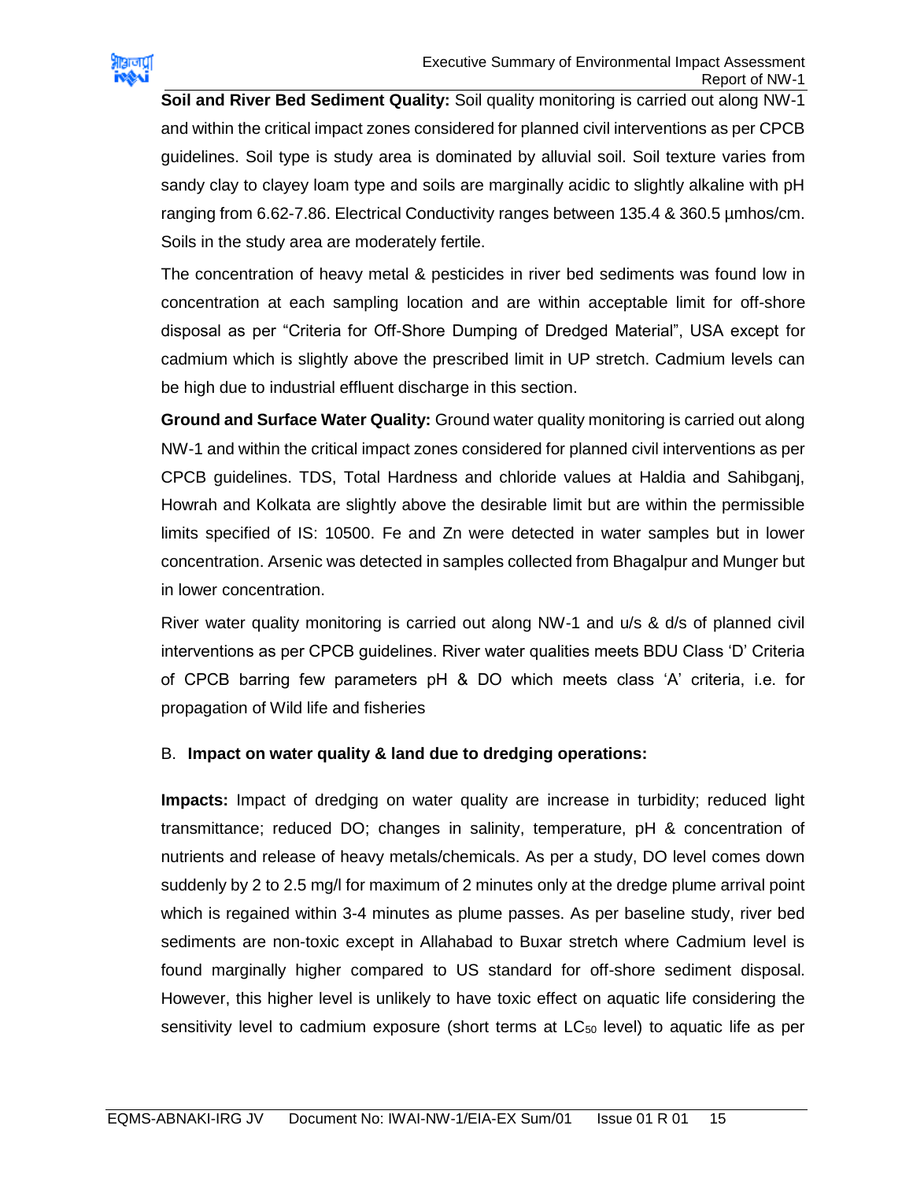**Soil and River Bed Sediment Quality:** Soil quality monitoring is carried out along NW-1 and within the critical impact zones considered for planned civil interventions as per CPCB guidelines. Soil type is study area is dominated by alluvial soil. Soil texture varies from sandy clay to clayey loam type and soils are marginally acidic to slightly alkaline with pH ranging from 6.62-7.86. Electrical Conductivity ranges between 135.4 & 360.5 µmhos/cm. Soils in the study area are moderately fertile.

The concentration of heavy metal & pesticides in river bed sediments was found low in concentration at each sampling location and are within acceptable limit for off-shore disposal as per "Criteria for Off-Shore Dumping of Dredged Material", USA except for cadmium which is slightly above the prescribed limit in UP stretch. Cadmium levels can be high due to industrial effluent discharge in this section.

**Ground and Surface Water Quality:** Ground water quality monitoring is carried out along NW-1 and within the critical impact zones considered for planned civil interventions as per CPCB guidelines. TDS, Total Hardness and chloride values at Haldia and Sahibganj, Howrah and Kolkata are slightly above the desirable limit but are within the permissible limits specified of IS: 10500. Fe and Zn were detected in water samples but in lower concentration. Arsenic was detected in samples collected from Bhagalpur and Munger but in lower concentration.

River water quality monitoring is carried out along NW-1 and u/s & d/s of planned civil interventions as per CPCB guidelines. River water qualities meets BDU Class 'D' Criteria of CPCB barring few parameters pH & DO which meets class 'A' criteria, i.e. for propagation of Wild life and fisheries

B. **Impact on water quality & land due to dredging operations:**

**Impacts:** Impact of dredging on water quality are increase in turbidity; reduced light transmittance; reduced DO; changes in salinity, temperature, pH & concentration of nutrients and release of heavy metals/chemicals. As per a study, DO level comes down suddenly by 2 to 2.5 mg/l for maximum of 2 minutes only at the dredge plume arrival point which is regained within 3-4 minutes as plume passes. As per baseline study, river bed sediments are non-toxic except in Allahabad to Buxar stretch where Cadmium level is found marginally higher compared to US standard for off-shore sediment disposal. However, this higher level is unlikely to have toxic effect on aquatic life considering the sensitivity level to cadmium exposure (short terms at $LC_{50}$ level) to aquatic life as per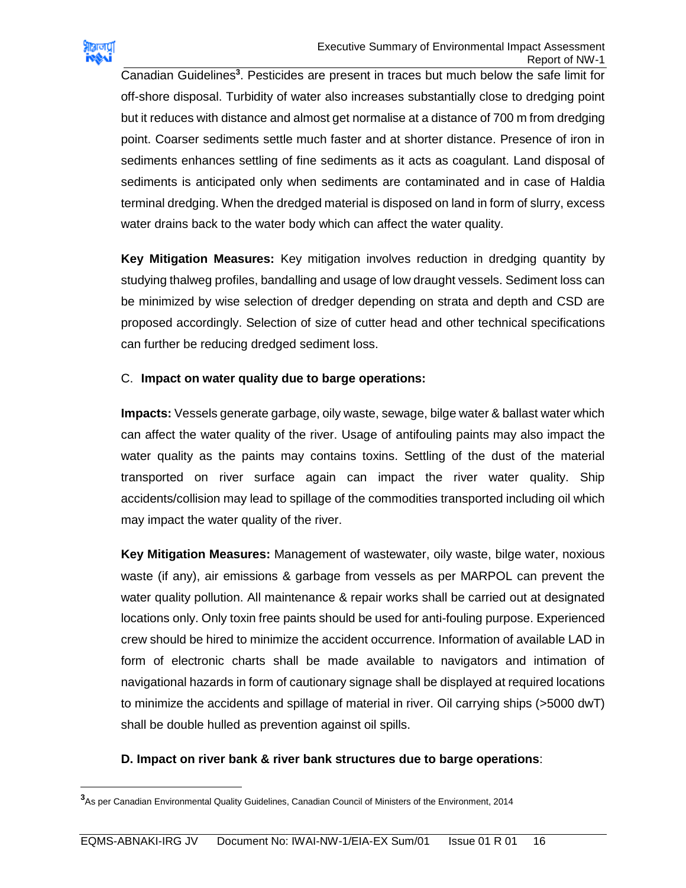Canadian Guidelines[3]. Pesticides are present in traces but much below the safe limit for off-shore disposal. Turbidity of water also increases substantially close to dredging point but it reduces with distance and almost get normalise at a distance of 700 m from dredging point. Coarser sediments settle much faster and at shorter distance. Presence of iron in sediments enhances settling of fine sediments as it acts as coagulant. Land disposal of sediments is anticipated only when sediments are contaminated and in case of Haldia terminal dredging. When the dredged material is disposed on land in form of slurry, excess water drains back to the water body which can affect the water quality.

**Key Mitigation Measures:** Key mitigation involves reduction in dredging quantity by studying thalweg profiles, bandalling and usage of low draught vessels. Sediment loss can be minimized by wise selection of dredger depending on strata and depth and CSD are proposed accordingly. Selection of size of cutter head and other technical specifications can further be reducing dredged sediment loss.

C. **Impact on water quality due to barge operations:**

**Impacts:** Vessels generate garbage, oily waste, sewage, bilge water & ballast water which can affect the water quality of the river. Usage of antifouling paints may also impact the water quality as the paints may contains toxins. Settling of the dust of the material transported on river surface again can impact the river water quality. Ship accidents/collision may lead to spillage of the commodities transported including oil which may impact the water quality of the river.

**Key Mitigation Measures:** Management of wastewater, oily waste, bilge water, noxious waste (if any), air emissions & garbage from vessels as per MARPOL can prevent the water quality pollution. All maintenance & repair works shall be carried out at designated locations only. Only toxin free paints should be used for anti-fouling purpose. Experienced crew should be hired to minimize the accident occurrence. Information of available LAD in form of electronic charts shall be made available to navigators and intimation of navigational hazards in form of cautionary signage shall be displayed at required locations to minimize the accidents and spillage of material in river. Oil carrying ships (>5000 dwT) shall be double hulled as prevention against oil spills.

**D. Impact on river bank & river bank structures due to barge operations**:

[3] As per Canadian Environmental Quality Guidelines, Canadian Council of Ministers of the Environment, 2014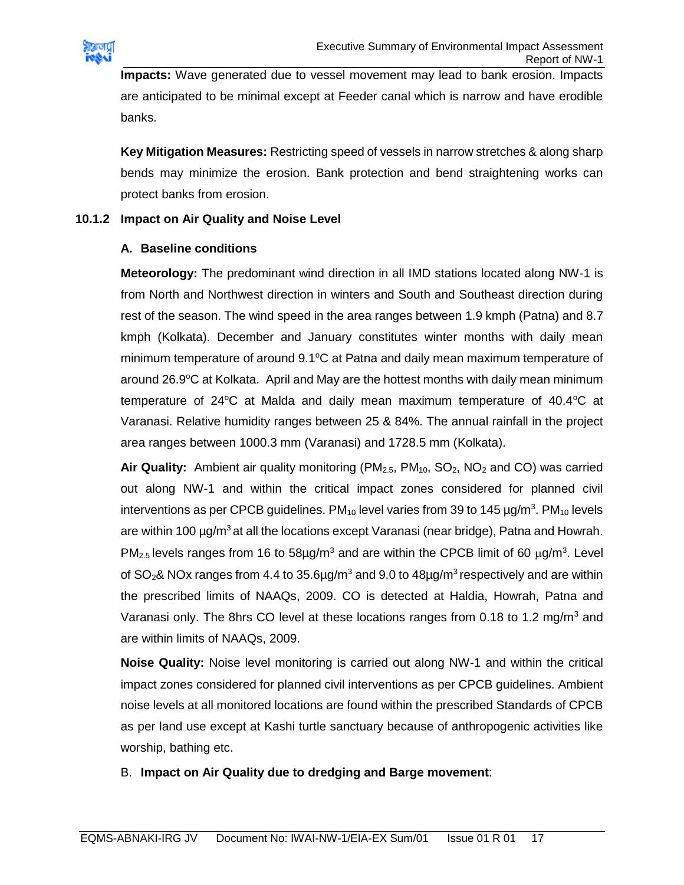**Impacts:** Wave generated due to vessel movement may lead to bank erosion. Impacts are anticipated to be minimal except at Feeder canal which is narrow and have erodible banks.

**Key Mitigation Measures:** Restricting speed of vessels in narrow stretches & along sharp bends may minimize the erosion. Bank protection and bend straightening works can protect banks from erosion.

### 10.1.2 Impact on Air Quality and Noise Level

#### A. Baseline conditions

**Meteorology:** The predominant wind direction in all IMD stations located along NW-1 is from North and Northwest direction in winters and South and Southeast direction during rest of the season. The wind speed in the area ranges between 1.9 kmph (Patna) and 8.7 kmph (Kolkata). December and January constitutes winter months with daily mean minimum temperature of around 9.1°C at Patna and daily mean maximum temperature of around 26.9°C at Kolkata. April and May are the hottest months with daily mean minimum temperature of 24°C at Malda and daily mean maximum temperature of 40.4°C at Varanasi. Relative humidity ranges between 25 & 84%. The annual rainfall in the project area ranges between 1000.3 mm (Varanasi) and 1728.5 mm (Kolkata).

**Air Quality:** Ambient air quality monitoring ($PM_{2.5}$, $PM_{10}$, $SO_2$, $NO_2$ and CO) was carried out along NW-1 and within the critical impact zones considered for planned civil interventions as per CPCB guidelines. $PM_{10}$ level varies from 39 to 145 µg/m$^3$. $PM_{10}$ levels are within 100 µg/m$^3$ at all the locations except Varanasi (near bridge), Patna and Howrah. $PM_{2.5}$ levels ranges from 16 to 58µg/m$^3$ and are within the CPCB limit of 60 µg/m$^3$. Level of $SO_2$& NOx ranges from 4.4 to 35.6µg/m$^3$ and 9.0 to 48µg/m$^3$ respectively and are within the prescribed limits of NAAQs, 2009. CO is detected at Haldia, Howrah, Patna and Varanasi only. The 8hrs CO level at these locations ranges from 0.18 to 1.2 mg/m$^3$ and are within limits of NAAQs, 2009.

**Noise Quality:** Noise level monitoring is carried out along NW-1 and within the critical impact zones considered for planned civil interventions as per CPCB guidelines. Ambient noise levels at all monitored locations are found within the prescribed Standards of CPCB as per land use except at Kashi turtle sanctuary because of anthropogenic activities like worship, bathing etc.

#### B. **Impact on Air Quality due to dredging and Barge movement**: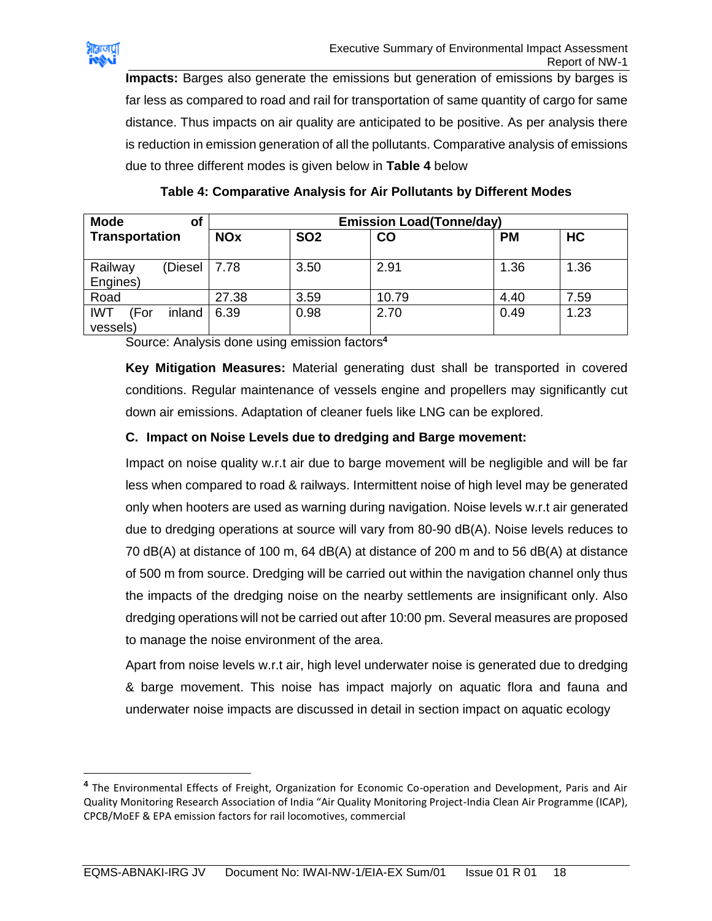**Impacts:** Barges also generate the emissions but generation of emissions by barges is far less as compared to road and rail for transportation of same quantity of cargo for same distance. Thus impacts on air quality are anticipated to be positive. As per analysis there is reduction in emission generation of all the pollutants. Comparative analysis of emissions due to three different modes is given below in **Table 4** below

**Table 4: Comparative Analysis for Air Pollutants by Different Modes**

| Mode of Transportation | Emission Load(Tonne/day) | | | | |
|---|---|---|---|---|---|
| | NOx | SO2 | CO | PM | HC |
| Railway (Diesel Engines) | 7.78 | 3.50 | 2.91 | 1.36 | 1.36 |
| Road | 27.38 | 3.59 | 10.79 | 4.40 | 7.59 |
| IWT (For inland vessels) | 6.39 | 0.98 | 2.70 | 0.49 | 1.23 |

Source: Analysis done using emission factors[4]

**Key Mitigation Measures:** Material generating dust shall be transported in covered conditions. Regular maintenance of vessels engine and propellers may significantly cut down air emissions. Adaptation of cleaner fuels like LNG can be explored.

### C. Impact on Noise Levels due to dredging and Barge movement:

Impact on noise quality w.r.t air due to barge movement will be negligible and will be far less when compared to road & railways. Intermittent noise of high level may be generated only when hooters are used as warning during navigation. Noise levels w.r.t air generated due to dredging operations at source will vary from 80-90 dB(A). Noise levels reduces to 70 dB(A) at distance of 100 m, 64 dB(A) at distance of 200 m and to 56 dB(A) at distance of 500 m from source. Dredging will be carried out within the navigation channel only thus the impacts of the dredging noise on the nearby settlements are insignificant only. Also dredging operations will not be carried out after 10:00 pm. Several measures are proposed to manage the noise environment of the area.

Apart from noise levels w.r.t air, high level underwater noise is generated due to dredging & barge movement. This noise has impact majorly on aquatic flora and fauna and underwater noise impacts are discussed in detail in section impact on aquatic ecology

---

[4] The Environmental Effects of Freight, Organization for Economic Co-operation and Development, Paris and Air Quality Monitoring Research Association of India "Air Quality Monitoring Project-India Clean Air Programme (ICAP), CPCB/MoEF & EPA emission factors for rail locomotives, commercial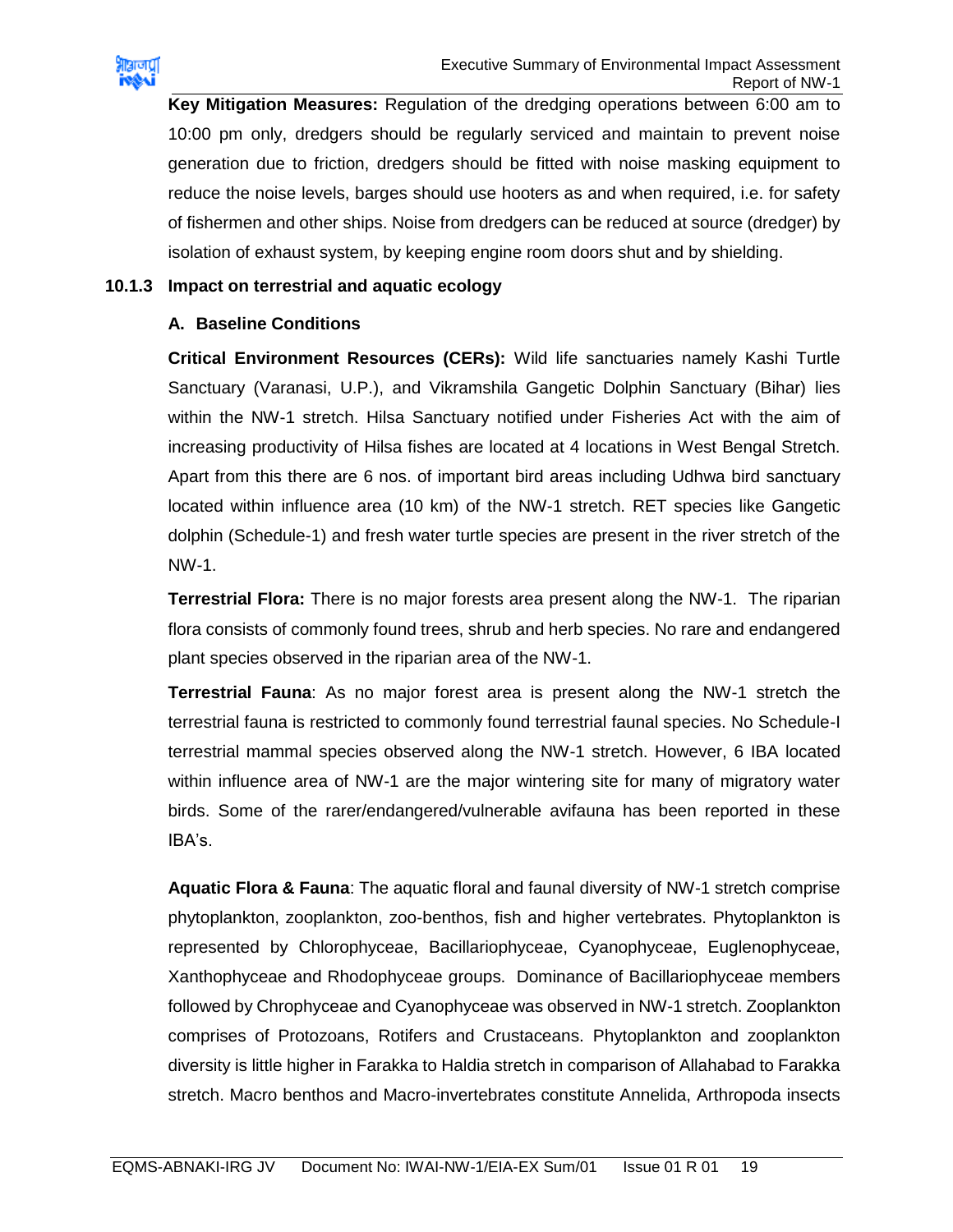**Key Mitigation Measures:** Regulation of the dredging operations between 6:00 am to 10:00 pm only, dredgers should be regularly serviced and maintain to prevent noise generation due to friction, dredgers should be fitted with noise masking equipment to reduce the noise levels, barges should use hooters as and when required, i.e. for safety of fishermen and other ships. Noise from dredgers can be reduced at source (dredger) by isolation of exhaust system, by keeping engine room doors shut and by shielding.

### 10.1.3 Impact on terrestrial and aquatic ecology

#### A. Baseline Conditions

**Critical Environment Resources (CERs):** Wild life sanctuaries namely Kashi Turtle Sanctuary (Varanasi, U.P.), and Vikramshila Gangetic Dolphin Sanctuary (Bihar) lies within the NW-1 stretch. Hilsa Sanctuary notified under Fisheries Act with the aim of increasing productivity of Hilsa fishes are located at 4 locations in West Bengal Stretch. Apart from this there are 6 nos. of important bird areas including Udhwa bird sanctuary located within influence area (10 km) of the NW-1 stretch. RET species like Gangetic dolphin (Schedule-1) and fresh water turtle species are present in the river stretch of the NW-1.

**Terrestrial Flora:** There is no major forests area present along the NW-1. The riparian flora consists of commonly found trees, shrub and herb species. No rare and endangered plant species observed in the riparian area of the NW-1.

**Terrestrial Fauna**: As no major forest area is present along the NW-1 stretch the terrestrial fauna is restricted to commonly found terrestrial faunal species. No Schedule-I terrestrial mammal species observed along the NW-1 stretch. However, 6 IBA located within influence area of NW-1 are the major wintering site for many of migratory water birds. Some of the rarer/endangered/vulnerable avifauna has been reported in these IBA's.

**Aquatic Flora & Fauna**: The aquatic floral and faunal diversity of NW-1 stretch comprise phytoplankton, zooplankton, zoo-benthos, fish and higher vertebrates. Phytoplankton is represented by Chlorophyceae, Bacillariophyceae, Cyanophyceae, Euglenophyceae, Xanthophyceae and Rhodophyceae groups. Dominance of Bacillariophyceae members followed by Chrophyceae and Cyanophyceae was observed in NW-1 stretch. Zooplankton comprises of Protozoans, Rotifers and Crustaceans. Phytoplankton and zooplankton diversity is little higher in Farakka to Haldia stretch in comparison of Allahabad to Farakka stretch. Macro benthos and Macro-invertebrates constitute Annelida, Arthropoda insects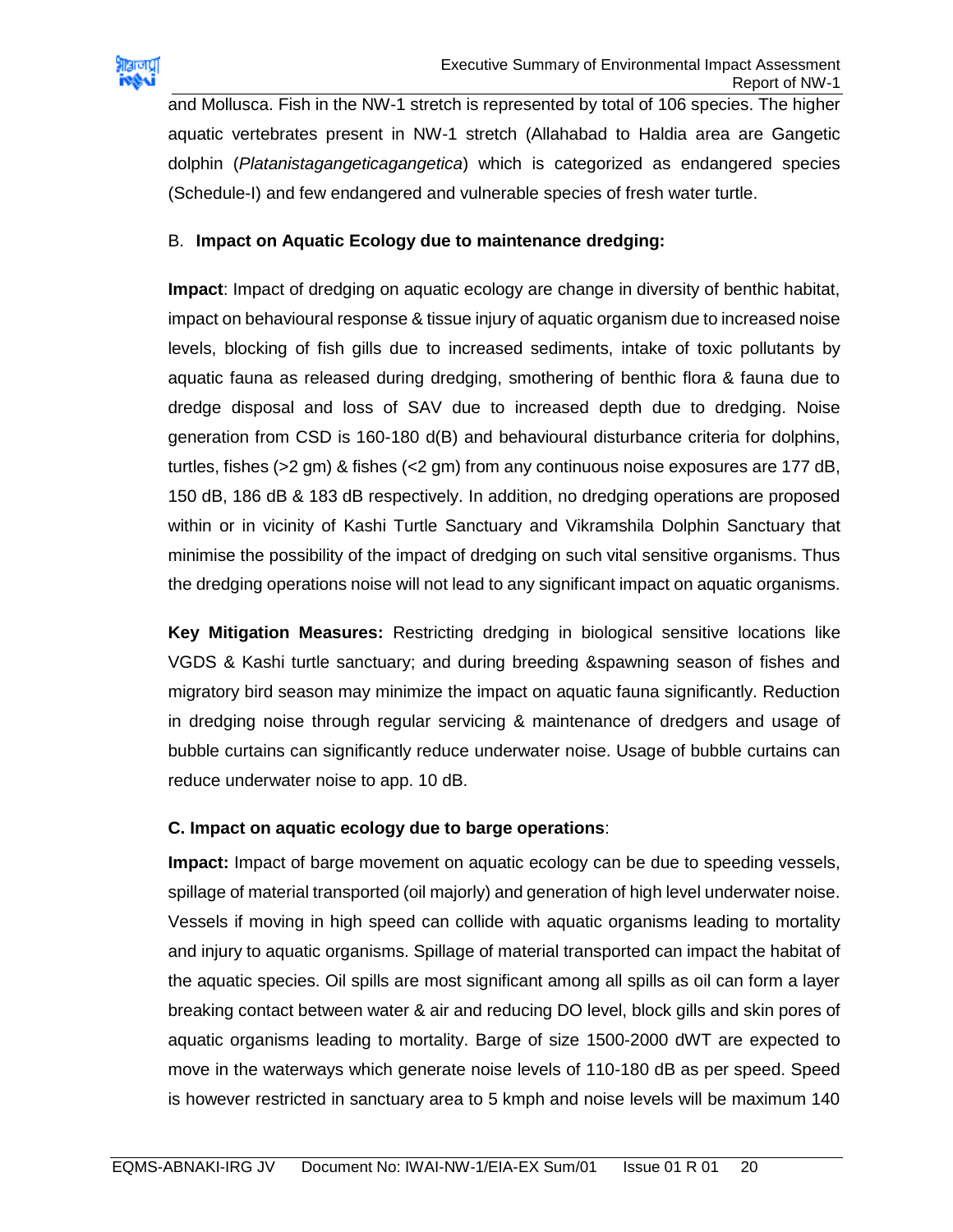and Mollusca. Fish in the NW-1 stretch is represented by total of 106 species. The higher aquatic vertebrates present in NW-1 stretch (Allahabad to Haldia area are Gangetic dolphin (*Platanistagangeticagangetica*) which is categorized as endangered species (Schedule-I) and few endangered and vulnerable species of fresh water turtle.

B. **Impact on Aquatic Ecology due to maintenance dredging:**

**Impact**: Impact of dredging on aquatic ecology are change in diversity of benthic habitat, impact on behavioural response & tissue injury of aquatic organism due to increased noise levels, blocking of fish gills due to increased sediments, intake of toxic pollutants by aquatic fauna as released during dredging, smothering of benthic flora & fauna due to dredge disposal and loss of SAV due to increased depth due to dredging. Noise generation from CSD is 160-180 d(B) and behavioural disturbance criteria for dolphins, turtles, fishes (>2 gm) & fishes (<2 gm) from any continuous noise exposures are 177 dB, 150 dB, 186 dB & 183 dB respectively. In addition, no dredging operations are proposed within or in vicinity of Kashi Turtle Sanctuary and Vikramshila Dolphin Sanctuary that minimise the possibility of the impact of dredging on such vital sensitive organisms. Thus the dredging operations noise will not lead to any significant impact on aquatic organisms.

**Key Mitigation Measures:** Restricting dredging in biological sensitive locations like VGDS & Kashi turtle sanctuary; and during breeding &spawning season of fishes and migratory bird season may minimize the impact on aquatic fauna significantly. Reduction in dredging noise through regular servicing & maintenance of dredgers and usage of bubble curtains can significantly reduce underwater noise. Usage of bubble curtains can reduce underwater noise to app. 10 dB.

**C. Impact on aquatic ecology due to barge operations**:

**Impact:** Impact of barge movement on aquatic ecology can be due to speeding vessels, spillage of material transported (oil majorly) and generation of high level underwater noise. Vessels if moving in high speed can collide with aquatic organisms leading to mortality and injury to aquatic organisms. Spillage of material transported can impact the habitat of the aquatic species. Oil spills are most significant among all spills as oil can form a layer breaking contact between water & air and reducing DO level, block gills and skin pores of aquatic organisms leading to mortality. Barge of size 1500-2000 dWT are expected to move in the waterways which generate noise levels of 110-180 dB as per speed. Speed is however restricted in sanctuary area to 5 kmph and noise levels will be maximum 140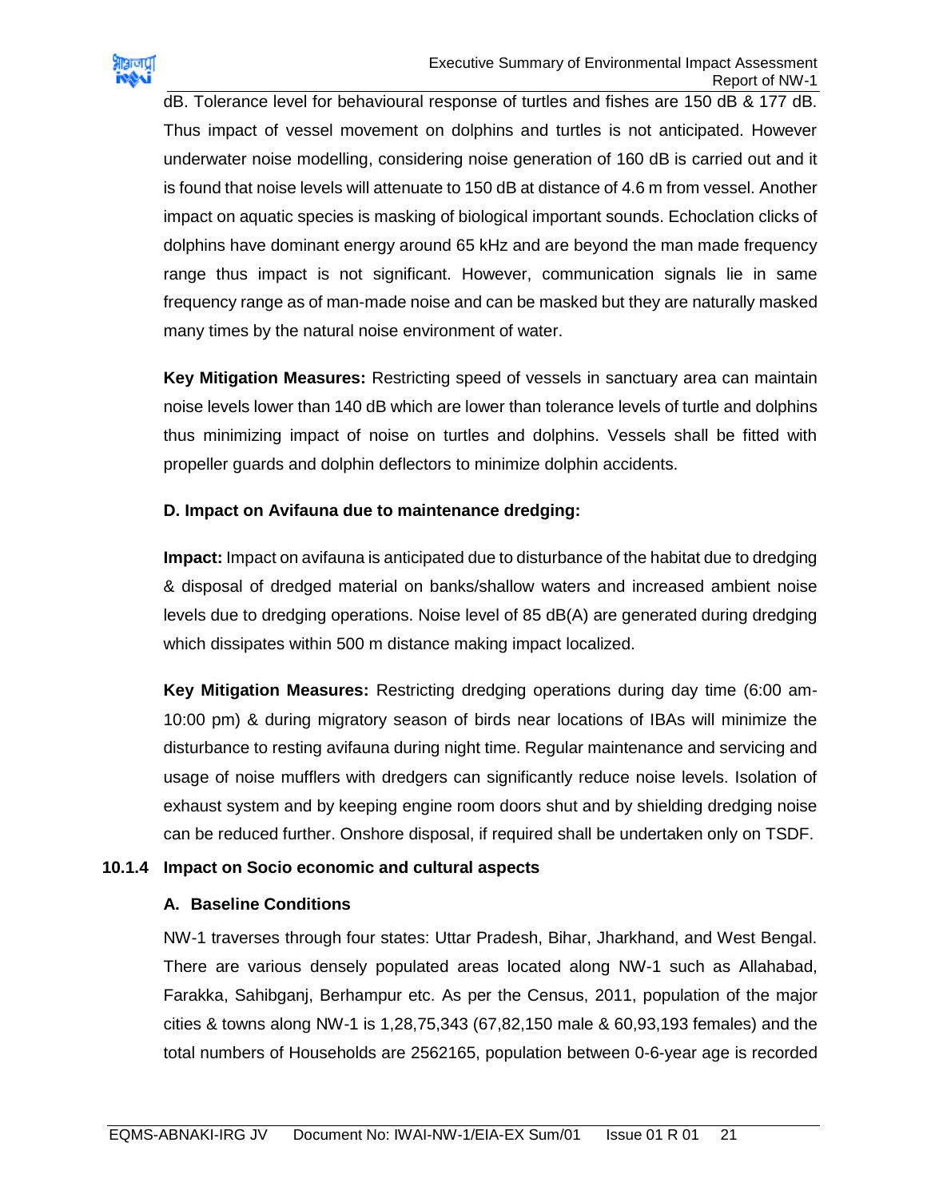dB. Tolerance level for behavioural response of turtles and fishes are 150 dB & 177 dB. Thus impact of vessel movement on dolphins and turtles is not anticipated. However underwater noise modelling, considering noise generation of 160 dB is carried out and it is found that noise levels will attenuate to 150 dB at distance of 4.6 m from vessel. Another impact on aquatic species is masking of biological important sounds. Echoclation clicks of dolphins have dominant energy around 65 kHz and are beyond the man made frequency range thus impact is not significant. However, communication signals lie in same frequency range as of man-made noise and can be masked but they are naturally masked many times by the natural noise environment of water.

**Key Mitigation Measures:** Restricting speed of vessels in sanctuary area can maintain noise levels lower than 140 dB which are lower than tolerance levels of turtle and dolphins thus minimizing impact of noise on turtles and dolphins. Vessels shall be fitted with propeller guards and dolphin deflectors to minimize dolphin accidents.

**D. Impact on Avifauna due to maintenance dredging:**

**Impact:** Impact on avifauna is anticipated due to disturbance of the habitat due to dredging & disposal of dredged material on banks/shallow waters and increased ambient noise levels due to dredging operations. Noise level of 85 dB(A) are generated during dredging which dissipates within 500 m distance making impact localized.

**Key Mitigation Measures:** Restricting dredging operations during day time (6:00 am-10:00 pm) & during migratory season of birds near locations of IBAs will minimize the disturbance to resting avifauna during night time. Regular maintenance and servicing and usage of noise mufflers with dredgers can significantly reduce noise levels. Isolation of exhaust system and by keeping engine room doors shut and by shielding dredging noise can be reduced further. Onshore disposal, if required shall be undertaken only on TSDF.

### 10.1.4 Impact on Socio economic and cultural aspects

**A. Baseline Conditions**

NW-1 traverses through four states: Uttar Pradesh, Bihar, Jharkhand, and West Bengal. There are various densely populated areas located along NW-1 such as Allahabad, Farakka, Sahibganj, Berhampur etc. As per the Census, 2011, population of the major cities & towns along NW-1 is 1,28,75,343 (67,82,150 male & 60,93,193 females) and the total numbers of Households are 2562165, population between 0-6-year age is recorded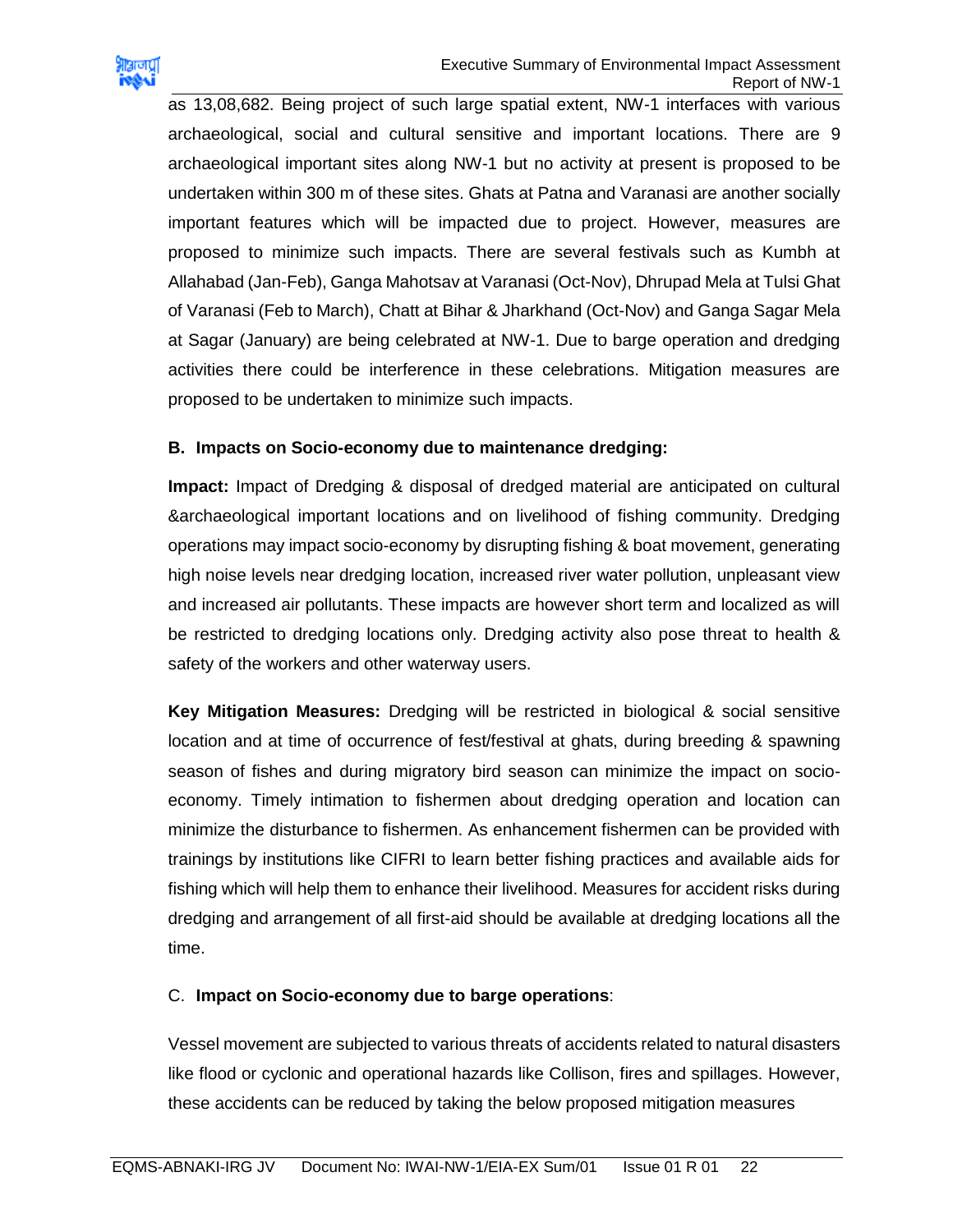as 13,08,682. Being project of such large spatial extent, NW-1 interfaces with various archaeological, social and cultural sensitive and important locations. There are 9 archaeological important sites along NW-1 but no activity at present is proposed to be undertaken within 300 m of these sites. Ghats at Patna and Varanasi are another socially important features which will be impacted due to project. However, measures are proposed to minimize such impacts. There are several festivals such as Kumbh at Allahabad (Jan-Feb), Ganga Mahotsav at Varanasi (Oct-Nov), Dhrupad Mela at Tulsi Ghat of Varanasi (Feb to March), Chatt at Bihar & Jharkhand (Oct-Nov) and Ganga Sagar Mela at Sagar (January) are being celebrated at NW-1. Due to barge operation and dredging activities there could be interference in these celebrations. Mitigation measures are proposed to be undertaken to minimize such impacts.

### B. Impacts on Socio-economy due to maintenance dredging:

**Impact:** Impact of Dredging & disposal of dredged material are anticipated on cultural &archaeological important locations and on livelihood of fishing community. Dredging operations may impact socio-economy by disrupting fishing & boat movement, generating high noise levels near dredging location, increased river water pollution, unpleasant view and increased air pollutants. These impacts are however short term and localized as will be restricted to dredging locations only. Dredging activity also pose threat to health & safety of the workers and other waterway users.

**Key Mitigation Measures:** Dredging will be restricted in biological & social sensitive location and at time of occurrence of fest/festival at ghats, during breeding & spawning season of fishes and during migratory bird season can minimize the impact on socio-economy. Timely intimation to fishermen about dredging operation and location can minimize the disturbance to fishermen. As enhancement fishermen can be provided with trainings by institutions like CIFRI to learn better fishing practices and available aids for fishing which will help them to enhance their livelihood. Measures for accident risks during dredging and arrangement of all first-aid should be available at dredging locations all the time.

### C. **Impact on Socio-economy due to barge operations**:

Vessel movement are subjected to various threats of accidents related to natural disasters like flood or cyclonic and operational hazards like Collison, fires and spillages. However, these accidents can be reduced by taking the below proposed mitigation measures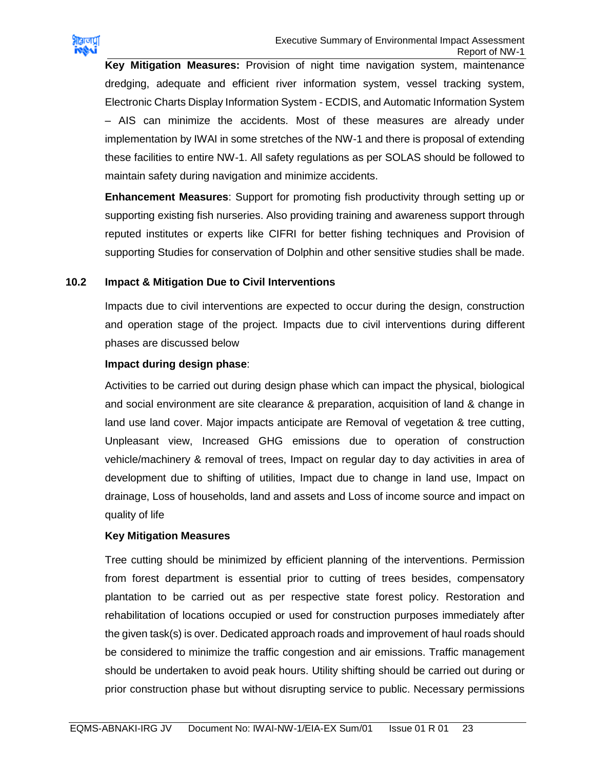**Key Mitigation Measures:** Provision of night time navigation system, maintenance dredging, adequate and efficient river information system, vessel tracking system, Electronic Charts Display Information System - ECDIS, and Automatic Information System – AIS can minimize the accidents. Most of these measures are already under implementation by IWAI in some stretches of the NW-1 and there is proposal of extending these facilities to entire NW-1. All safety regulations as per SOLAS should be followed to maintain safety during navigation and minimize accidents.

**Enhancement Measures**: Support for promoting fish productivity through setting up or supporting existing fish nurseries. Also providing training and awareness support through reputed institutes or experts like CIFRI for better fishing techniques and Provision of supporting Studies for conservation of Dolphin and other sensitive studies shall be made.

## 10.2 Impact & Mitigation Due to Civil Interventions

Impacts due to civil interventions are expected to occur during the design, construction and operation stage of the project. Impacts due to civil interventions during different phases are discussed below

**Impact during design phase**:

Activities to be carried out during design phase which can impact the physical, biological and social environment are site clearance & preparation, acquisition of land & change in land use land cover. Major impacts anticipate are Removal of vegetation & tree cutting, Unpleasant view, Increased GHG emissions due to operation of construction vehicle/machinery & removal of trees, Impact on regular day to day activities in area of development due to shifting of utilities, Impact due to change in land use, Impact on drainage, Loss of households, land and assets and Loss of income source and impact on quality of life

**Key Mitigation Measures**

Tree cutting should be minimized by efficient planning of the interventions. Permission from forest department is essential prior to cutting of trees besides, compensatory plantation to be carried out as per respective state forest policy. Restoration and rehabilitation of locations occupied or used for construction purposes immediately after the given task(s) is over. Dedicated approach roads and improvement of haul roads should be considered to minimize the traffic congestion and air emissions. Traffic management should be undertaken to avoid peak hours. Utility shifting should be carried out during or prior construction phase but without disrupting service to public. Necessary permissions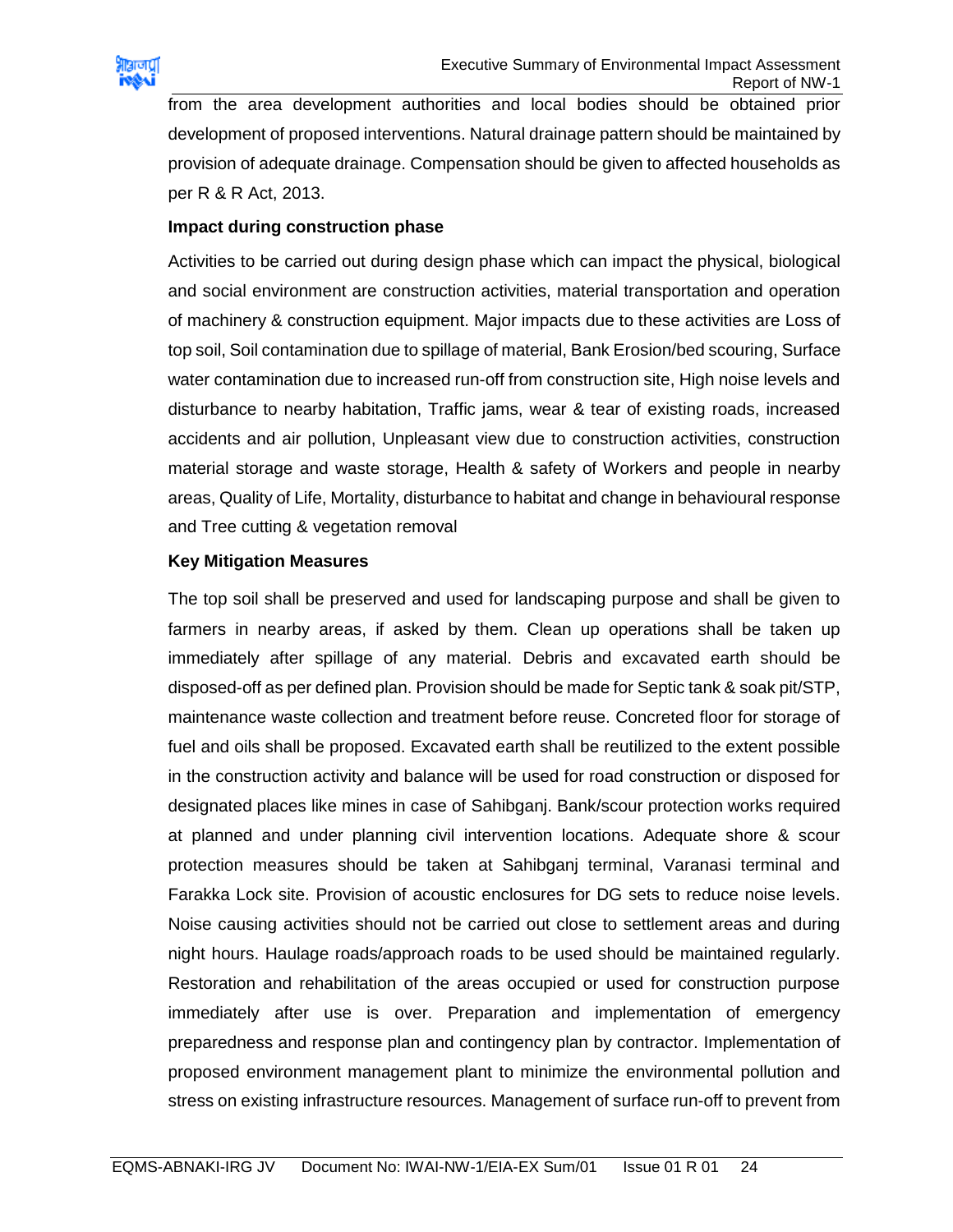from the area development authorities and local bodies should be obtained prior development of proposed interventions. Natural drainage pattern should be maintained by provision of adequate drainage. Compensation should be given to affected households as per R & R Act, 2013.

**Impact during construction phase**

Activities to be carried out during design phase which can impact the physical, biological and social environment are construction activities, material transportation and operation of machinery & construction equipment. Major impacts due to these activities are Loss of top soil, Soil contamination due to spillage of material, Bank Erosion/bed scouring, Surface water contamination due to increased run-off from construction site, High noise levels and disturbance to nearby habitation, Traffic jams, wear & tear of existing roads, increased accidents and air pollution, Unpleasant view due to construction activities, construction material storage and waste storage, Health & safety of Workers and people in nearby areas, Quality of Life, Mortality, disturbance to habitat and change in behavioural response and Tree cutting & vegetation removal

**Key Mitigation Measures**

The top soil shall be preserved and used for landscaping purpose and shall be given to farmers in nearby areas, if asked by them. Clean up operations shall be taken up immediately after spillage of any material. Debris and excavated earth should be disposed-off as per defined plan. Provision should be made for Septic tank & soak pit/STP, maintenance waste collection and treatment before reuse. Concreted floor for storage of fuel and oils shall be proposed. Excavated earth shall be reutilized to the extent possible in the construction activity and balance will be used for road construction or disposed for designated places like mines in case of Sahibganj. Bank/scour protection works required at planned and under planning civil intervention locations. Adequate shore & scour protection measures should be taken at Sahibganj terminal, Varanasi terminal and Farakka Lock site. Provision of acoustic enclosures for DG sets to reduce noise levels. Noise causing activities should not be carried out close to settlement areas and during night hours. Haulage roads/approach roads to be used should be maintained regularly. Restoration and rehabilitation of the areas occupied or used for construction purpose immediately after use is over. Preparation and implementation of emergency preparedness and response plan and contingency plan by contractor. Implementation of proposed environment management plant to minimize the environmental pollution and stress on existing infrastructure resources. Management of surface run-off to prevent from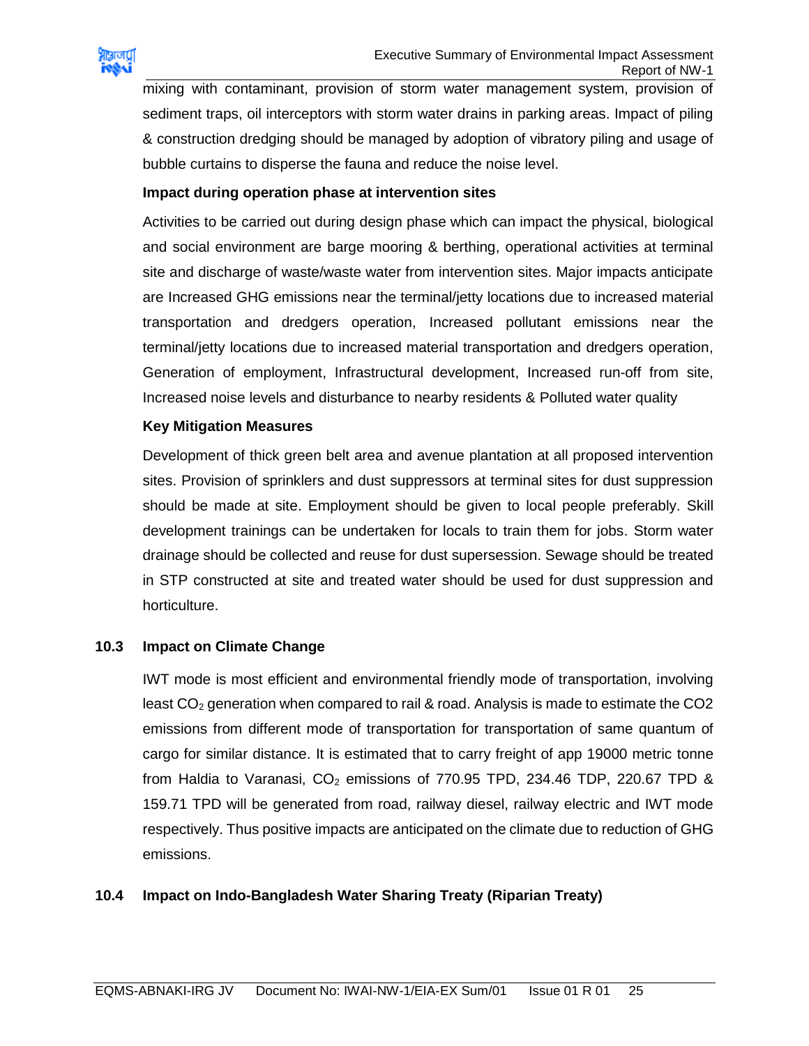mixing with contaminant, provision of storm water management system, provision of sediment traps, oil interceptors with storm water drains in parking areas. Impact of piling & construction dredging should be managed by adoption of vibratory piling and usage of bubble curtains to disperse the fauna and reduce the noise level.

**Impact during operation phase at intervention sites**

Activities to be carried out during design phase which can impact the physical, biological and social environment are barge mooring & berthing, operational activities at terminal site and discharge of waste/waste water from intervention sites. Major impacts anticipate are Increased GHG emissions near the terminal/jetty locations due to increased material transportation and dredgers operation, Increased pollutant emissions near the terminal/jetty locations due to increased material transportation and dredgers operation, Generation of employment, Infrastructural development, Increased run-off from site, Increased noise levels and disturbance to nearby residents & Polluted water quality

**Key Mitigation Measures**

Development of thick green belt area and avenue plantation at all proposed intervention sites. Provision of sprinklers and dust suppressors at terminal sites for dust suppression should be made at site. Employment should be given to local people preferably. Skill development trainings can be undertaken for locals to train them for jobs. Storm water drainage should be collected and reuse for dust supersession. Sewage should be treated in STP constructed at site and treated water should be used for dust suppression and horticulture.

## 10.3 Impact on Climate Change

IWT mode is most efficient and environmental friendly mode of transportation, involving least $CO_2$ generation when compared to rail & road. Analysis is made to estimate the CO2 emissions from different mode of transportation for transportation of same quantum of cargo for similar distance. It is estimated that to carry freight of app 19000 metric tonne from Haldia to Varanasi, $CO_2$ emissions of 770.95 TPD, 234.46 TDP, 220.67 TPD & 159.71 TPD will be generated from road, railway diesel, railway electric and IWT mode respectively. Thus positive impacts are anticipated on the climate due to reduction of GHG emissions.

## 10.4 Impact on Indo-Bangladesh Water Sharing Treaty (Riparian Treaty)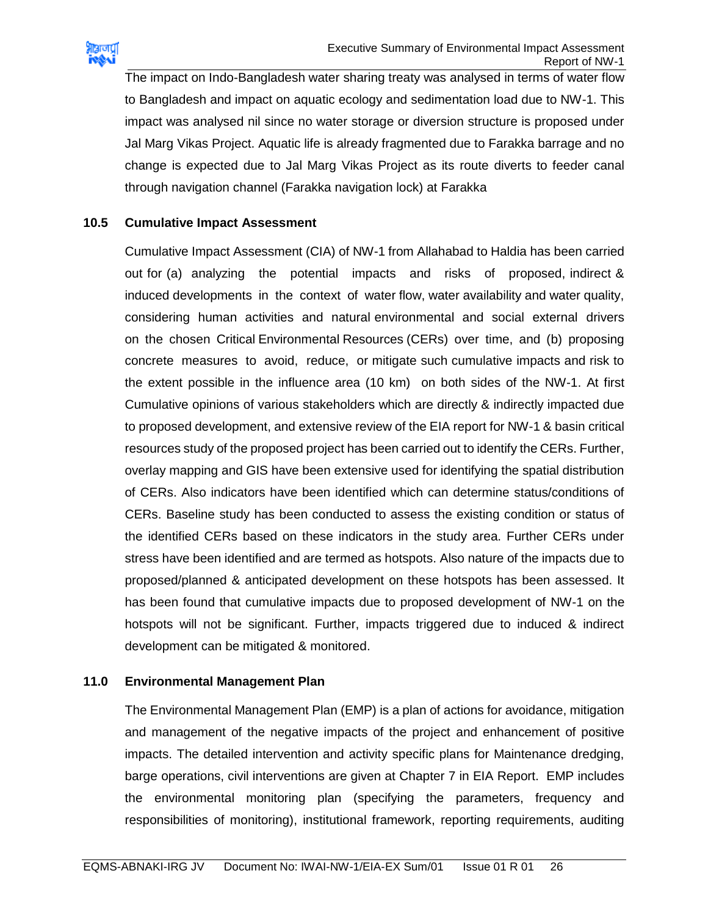The impact on Indo-Bangladesh water sharing treaty was analysed in terms of water flow to Bangladesh and impact on aquatic ecology and sedimentation load due to NW-1. This impact was analysed nil since no water storage or diversion structure is proposed under Jal Marg Vikas Project. Aquatic life is already fragmented due to Farakka barrage and no change is expected due to Jal Marg Vikas Project as its route diverts to feeder canal through navigation channel (Farakka navigation lock) at Farakka

## 10.5 Cumulative Impact Assessment

Cumulative Impact Assessment (CIA) of NW-1 from Allahabad to Haldia has been carried out for (a) analyzing the potential impacts and risks of proposed, indirect & induced developments in the context of water flow, water availability and water quality, considering human activities and natural environmental and social external drivers on the chosen Critical Environmental Resources (CERs) over time, and (b) proposing concrete measures to avoid, reduce, or mitigate such cumulative impacts and risk to the extent possible in the influence area (10 km) on both sides of the NW-1. At first Cumulative opinions of various stakeholders which are directly & indirectly impacted due to proposed development, and extensive review of the EIA report for NW-1 & basin critical resources study of the proposed project has been carried out to identify the CERs. Further, overlay mapping and GIS have been extensive used for identifying the spatial distribution of CERs. Also indicators have been identified which can determine status/conditions of CERs. Baseline study has been conducted to assess the existing condition or status of the identified CERs based on these indicators in the study area. Further CERs under stress have been identified and are termed as hotspots. Also nature of the impacts due to proposed/planned & anticipated development on these hotspots has been assessed. It has been found that cumulative impacts due to proposed development of NW-1 on the hotspots will not be significant. Further, impacts triggered due to induced & indirect development can be mitigated & monitored.

## 11.0 Environmental Management Plan

The Environmental Management Plan (EMP) is a plan of actions for avoidance, mitigation and management of the negative impacts of the project and enhancement of positive impacts. The detailed intervention and activity specific plans for Maintenance dredging, barge operations, civil interventions are given at Chapter 7 in EIA Report. EMP includes the environmental monitoring plan (specifying the parameters, frequency and responsibilities of monitoring), institutional framework, reporting requirements, auditing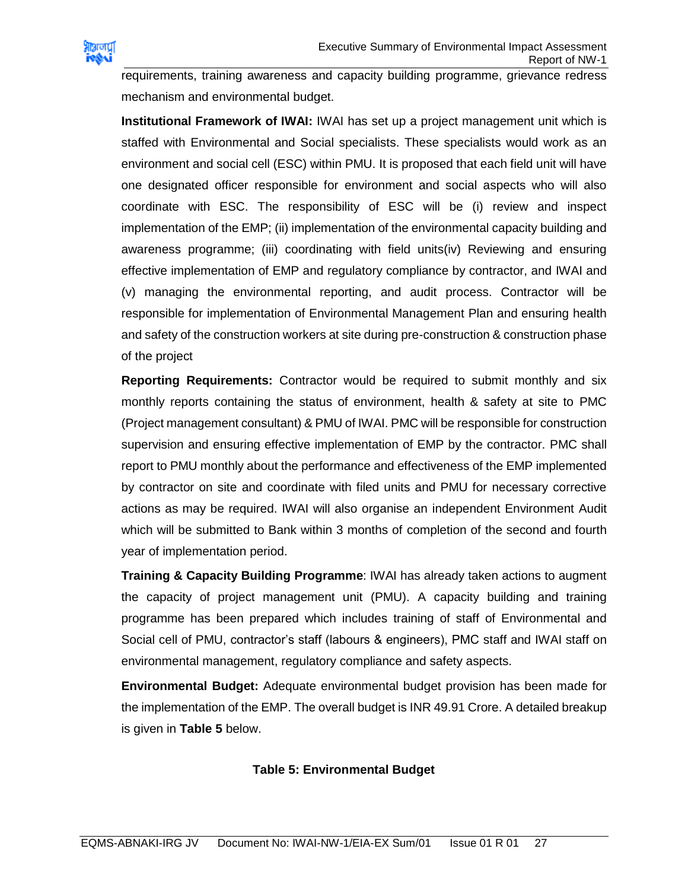requirements, training awareness and capacity building programme, grievance redress mechanism and environmental budget.

**Institutional Framework of IWAI:** IWAI has set up a project management unit which is staffed with Environmental and Social specialists. These specialists would work as an environment and social cell (ESC) within PMU. It is proposed that each field unit will have one designated officer responsible for environment and social aspects who will also coordinate with ESC. The responsibility of ESC will be (i) review and inspect implementation of the EMP; (ii) implementation of the environmental capacity building and awareness programme; (iii) coordinating with field units(iv) Reviewing and ensuring effective implementation of EMP and regulatory compliance by contractor, and IWAI and (v) managing the environmental reporting, and audit process. Contractor will be responsible for implementation of Environmental Management Plan and ensuring health and safety of the construction workers at site during pre-construction & construction phase of the project

**Reporting Requirements:** Contractor would be required to submit monthly and six monthly reports containing the status of environment, health & safety at site to PMC (Project management consultant) & PMU of IWAI. PMC will be responsible for construction supervision and ensuring effective implementation of EMP by the contractor. PMC shall report to PMU monthly about the performance and effectiveness of the EMP implemented by contractor on site and coordinate with filed units and PMU for necessary corrective actions as may be required. IWAI will also organise an independent Environment Audit which will be submitted to Bank within 3 months of completion of the second and fourth year of implementation period.

**Training & Capacity Building Programme**: IWAI has already taken actions to augment the capacity of project management unit (PMU). A capacity building and training programme has been prepared which includes training of staff of Environmental and Social cell of PMU, contractor's staff (labours & engineers), PMC staff and IWAI staff on environmental management, regulatory compliance and safety aspects.

**Environmental Budget:** Adequate environmental budget provision has been made for the implementation of the EMP. The overall budget is INR 49.91 Crore. A detailed breakup is given in **Table 5** below.

**Table 5: Environmental Budget**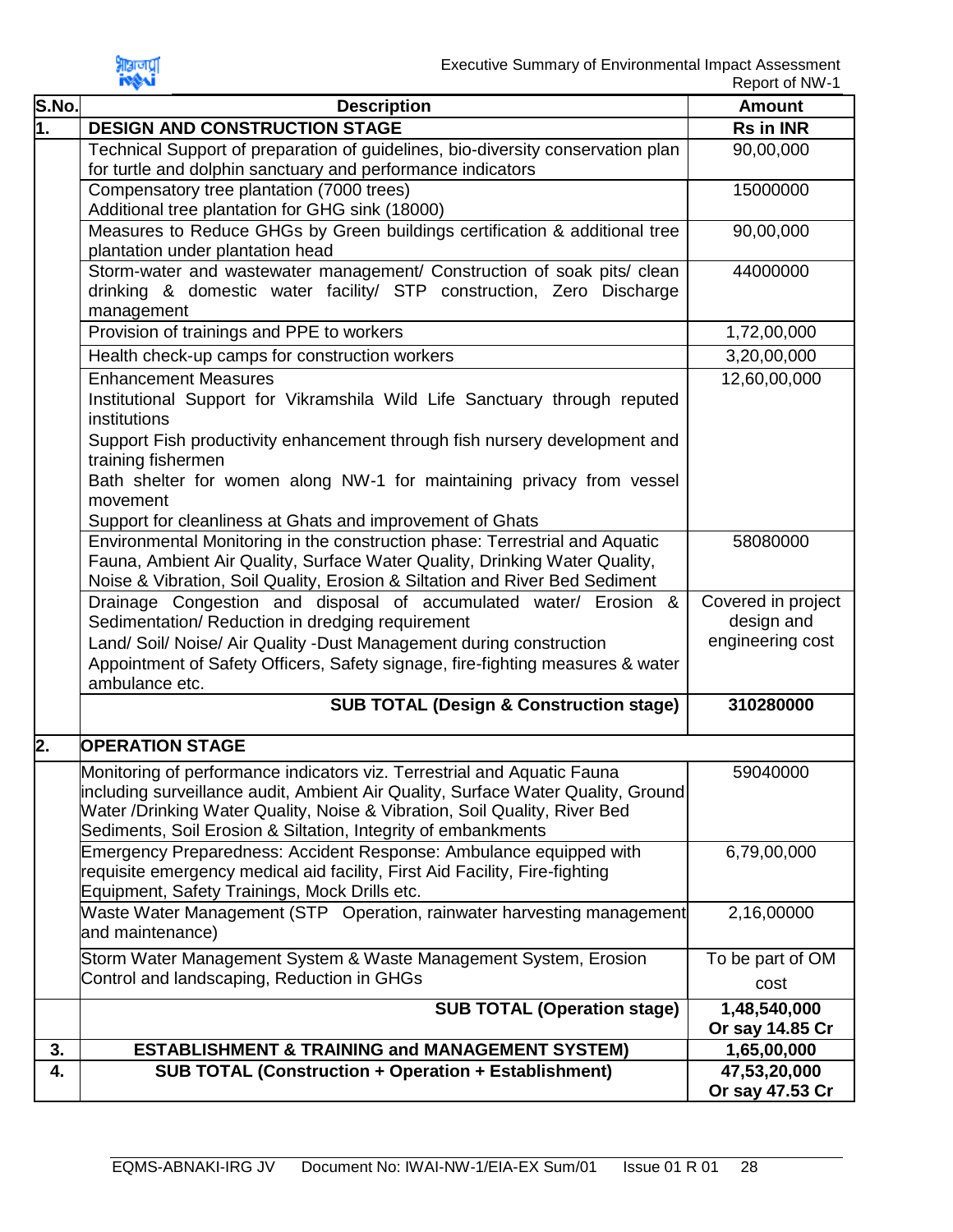| S.No. | Description | Amount |
|---|---|---|
| 1. | **DESIGN AND CONSTRUCTION STAGE** | **Rs in INR** |
| | Technical Support of preparation of guidelines, bio-diversity conservation plan for turtle and dolphin sanctuary and performance indicators | 90,00,000 |
| | Compensatory tree plantation (7000 trees)<br>Additional tree plantation for GHG sink (18000) | 15000000 |
| | Measures to Reduce GHGs by Green buildings certification & additional tree plantation under plantation head | 90,00,000 |
| | Storm-water and wastewater management/ Construction of soak pits/ clean drinking & domestic water facility/ STP construction, Zero Discharge management | 44000000 |
| | Provision of trainings and PPE to workers | 1,72,00,000 |
| | Health check-up camps for construction workers | 3,20,00,000 |
| | Enhancement Measures<br>Institutional Support for Vikramshila Wild Life Sanctuary through reputed institutions<br>Support Fish productivity enhancement through fish nursery development and training fishermen<br>Bath shelter for women along NW-1 for maintaining privacy from vessel movement<br>Support for cleanliness at Ghats and improvement of Ghats | 12,60,00,000 |
| | Environmental Monitoring in the construction phase: Terrestrial and Aquatic Fauna, Ambient Air Quality, Surface Water Quality, Drinking Water Quality, Noise & Vibration, Soil Quality, Erosion & Siltation and River Bed Sediment | 58080000 |
| | Drainage Congestion and disposal of accumulated water/ Erosion & Sedimentation/ Reduction in dredging requirement<br>Land/ Soil/ Noise/ Air Quality -Dust Management during construction<br>Appointment of Safety Officers, Safety signage, fire-fighting measures & water ambulance etc. | Covered in project design and engineering cost |
| | **SUB TOTAL (Design & Construction stage)** | **310280000** |
| 2. | **OPERATION STAGE** | |
| | Monitoring of performance indicators viz. Terrestrial and Aquatic Fauna including surveillance audit, Ambient Air Quality, Surface Water Quality, Ground Water /Drinking Water Quality, Noise & Vibration, Soil Quality, River Bed Sediments, Soil Erosion & Siltation, Integrity of embankments | 59040000 |
| | Emergency Preparedness: Accident Response: Ambulance equipped with requisite emergency medical aid facility, First Aid Facility, Fire-fighting Equipment, Safety Trainings, Mock Drills etc. | 6,79,00,000 |
| | Waste Water Management (STP Operation, rainwater harvesting management and maintenance) | 2,16,00000 |
| | Storm Water Management System & Waste Management System, Erosion Control and landscaping, Reduction in GHGs | To be part of OM cost |
| | **SUB TOTAL (Operation stage)** | **1,48,540,000 Or say 14.85 Cr** |
| 3. | **ESTABLISHMENT & TRAINING and MANAGEMENT SYSTEM)** | **1,65,00,000** |
| 4. | **SUB TOTAL (Construction + Operation + Establishment)** | **47,53,20,000 Or say 47.53 Cr** |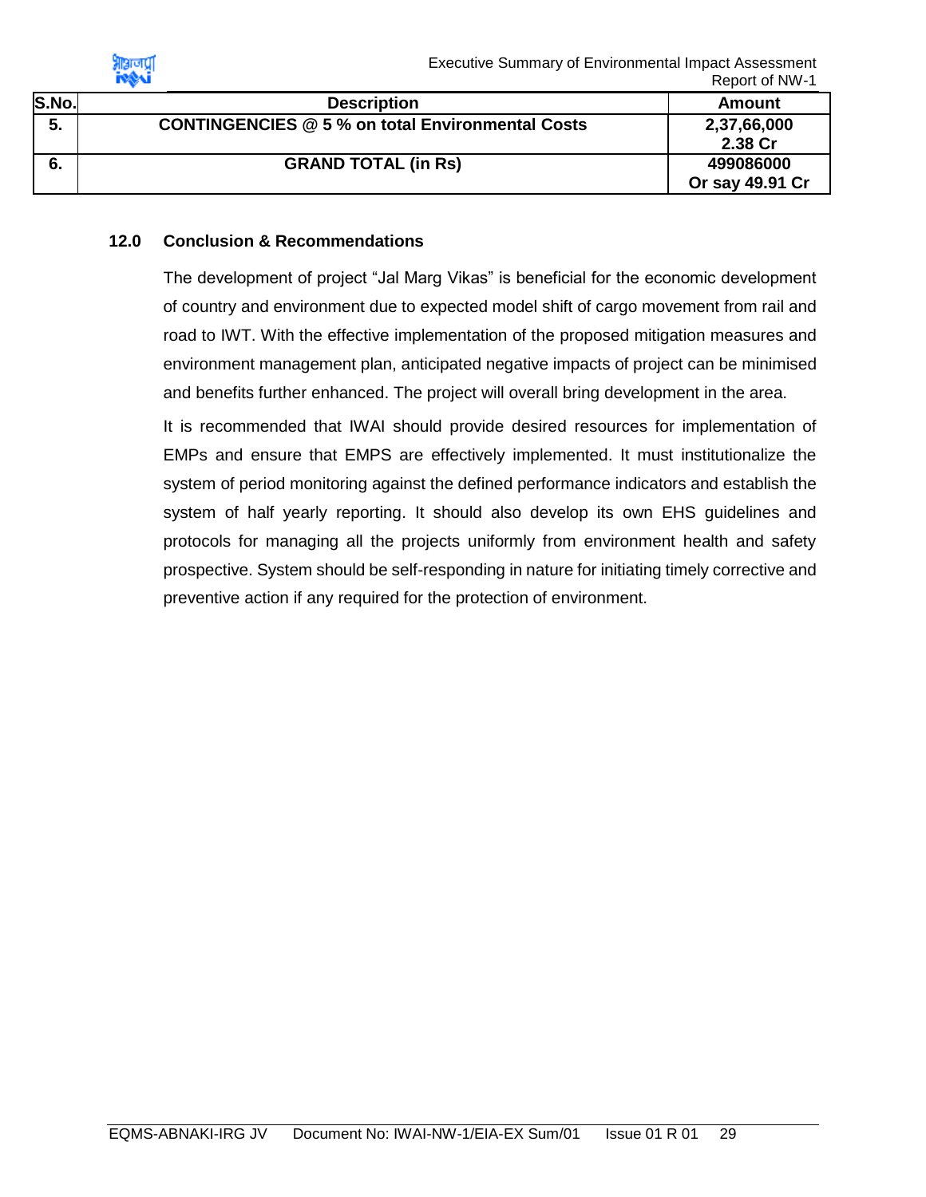| S.No. | Description | Amount |
|---|---|---|
| 5. | **CONTINGENCIES @ 5 % on total Environmental Costs** | **2,37,66,000**<br>**2.38 Cr** |
| 6. | **GRAND TOTAL (in Rs)** | **499086000**<br>**Or say 49.91 Cr** |

## 12.0 Conclusion & Recommendations

The development of project "Jal Marg Vikas" is beneficial for the economic development of country and environment due to expected model shift of cargo movement from rail and road to IWT. With the effective implementation of the proposed mitigation measures and environment management plan, anticipated negative impacts of project can be minimised and benefits further enhanced. The project will overall bring development in the area.

It is recommended that IWAI should provide desired resources for implementation of EMPs and ensure that EMPS are effectively implemented. It must institutionalize the system of period monitoring against the defined performance indicators and establish the system of half yearly reporting. It should also develop its own EHS guidelines and protocols for managing all the projects uniformly from environment health and safety prospective. System should be self-responding in nature for initiating timely corrective and preventive action if any required for the protection of environment.